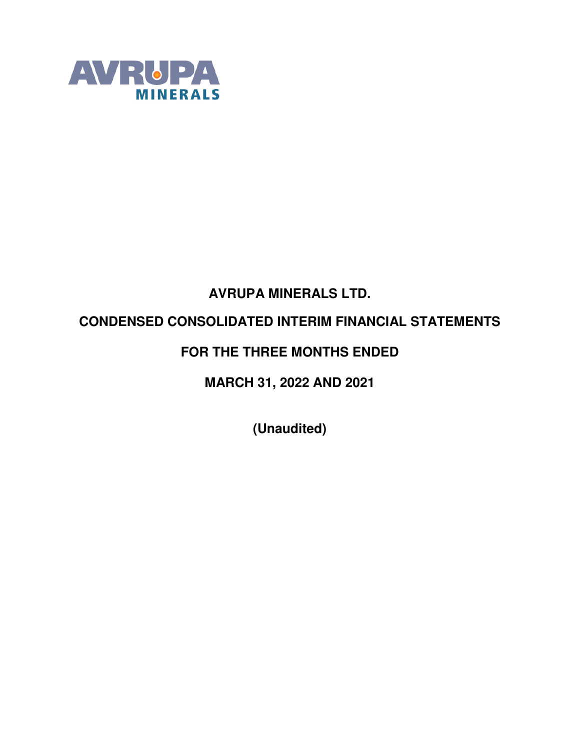AVRUPA MINERALS

# AVRUPA MINERALS LTD.

## CONDENSED CONSOLIDATED INTERIM FINANCIAL STATEMENTS

## FOR THE THREE MONTHS ENDED

## MARCH 31, 2022 AND 2021

**(Unaudited)**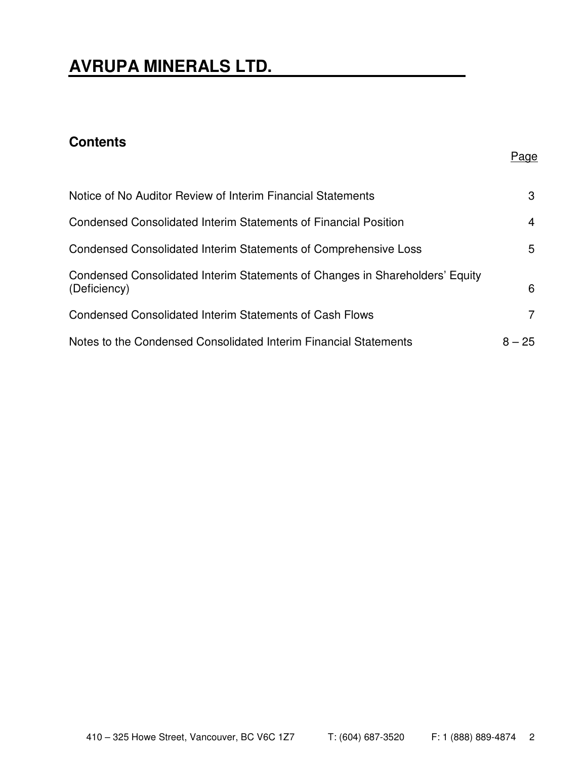# AVRUPA MINERALS LTD.

## Contents

| | Page |
|---|---|
| Notice of No Auditor Review of Interim Financial Statements | 3 |
| Condensed Consolidated Interim Statements of Financial Position | 4 |
| Condensed Consolidated Interim Statements of Comprehensive Loss | 5 |
| Condensed Consolidated Interim Statements of Changes in Shareholders' Equity (Deficiency) | 6 |
| Condensed Consolidated Interim Statements of Cash Flows | 7 |
| Notes to the Condensed Consolidated Interim Financial Statements | 8 – 25 |

410 – 325 Howe Street, Vancouver, BC V6C 1Z7 T: (604) 687-3520 F: 1 (888) 889-4874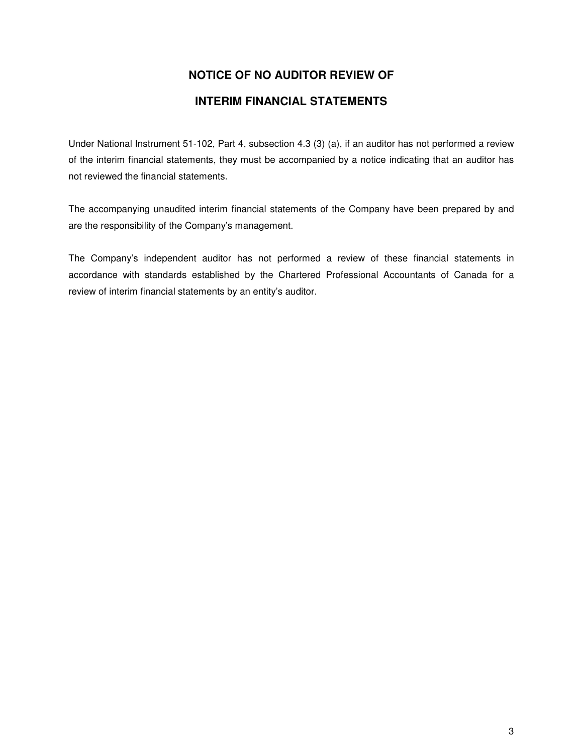# NOTICE OF NO AUDITOR REVIEW OF INTERIM FINANCIAL STATEMENTS

Under National Instrument 51-102, Part 4, subsection 4.3 (3) (a), if an auditor has not performed a review of the interim financial statements, they must be accompanied by a notice indicating that an auditor has not reviewed the financial statements.

The accompanying unaudited interim financial statements of the Company have been prepared by and are the responsibility of the Company's management.

The Company's independent auditor has not performed a review of these financial statements in accordance with standards established by the Chartered Professional Accountants of Canada for a review of interim financial statements by an entity's auditor.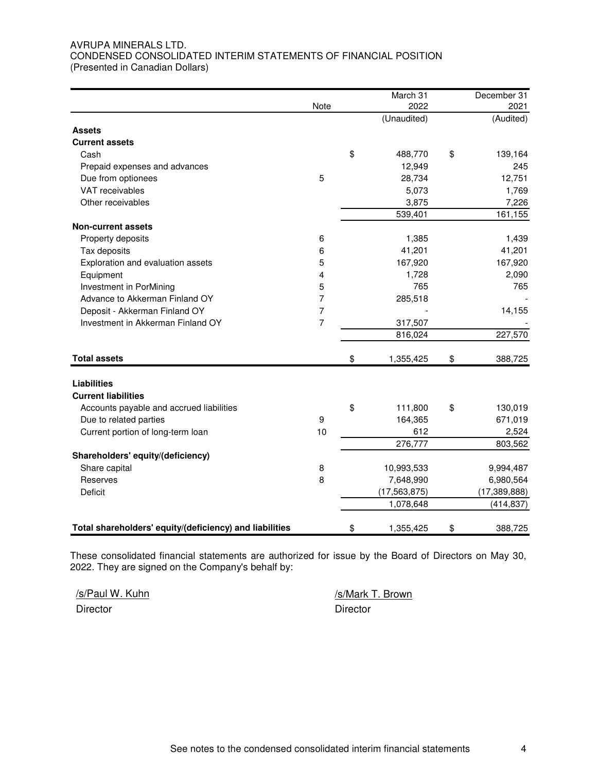AVRUPA MINERALS LTD.
CONDENSED CONSOLIDATED INTERIM STATEMENTS OF FINANCIAL POSITION
(Presented in Canadian Dollars)

| | Note | March 31 2022 | December 31 2021 |
|---|---|---|---|
| | | (Unaudited) | (Audited) |
| **Assets** | | | |
| **Current assets** | | | |
| Cash | | $ 488,770 | $ 139,164 |
| Prepaid expenses and advances | | 12,949 | 245 |
| Due from optionees | 5 | 28,734 | 12,751 |
| VAT receivables | | 5,073 | 1,769 |
| Other receivables | | 3,875 | 7,226 |
| | | 539,401 | 161,155 |
| **Non-current assets** | | | |
| Property deposits | 6 | 1,385 | 1,439 |
| Tax deposits | 6 | 41,201 | 41,201 |
| Exploration and evaluation assets | 5 | 167,920 | 167,920 |
| Equipment | 4 | 1,728 | 2,090 |
| Investment in PorMining | 5 | 765 | 765 |
| Advance to Akkerman Finland OY | 7 | 285,518 | - |
| Deposit - Akkerman Finland OY | 7 | - | 14,155 |
| Investment in Akkerman Finland OY | 7 | 317,507 | - |
| | | 816,024 | 227,570 |
| **Total assets** | | $ 1,355,425 | $ 388,725 |
| **Liabilities** | | | |
| **Current liabilities** | | | |
| Accounts payable and accrued liabilities | | $ 111,800 | $ 130,019 |
| Due to related parties | 9 | 164,365 | 671,019 |
| Current portion of long-term loan | 10 | 612 | 2,524 |
| | | 276,777 | 803,562 |
| **Shareholders' equity/(deficiency)** | | | |
| Share capital | 8 | 10,993,533 | 9,994,487 |
| Reserves | 8 | 7,648,990 | 6,980,564 |
| Deficit | | (17,563,875) | (17,389,888) |
| | | 1,078,648 | (414,837) |
| **Total shareholders' equity/(deficiency) and liabilities** | | $ 1,355,425 | $ 388,725 |

These consolidated financial statements are authorized for issue by the Board of Directors on May 30, 2022. They are signed on the Company's behalf by:

/s/Paul W. Kuhn
Director

/s/Mark T. Brown
Director

See notes to the condensed consolidated interim financial statements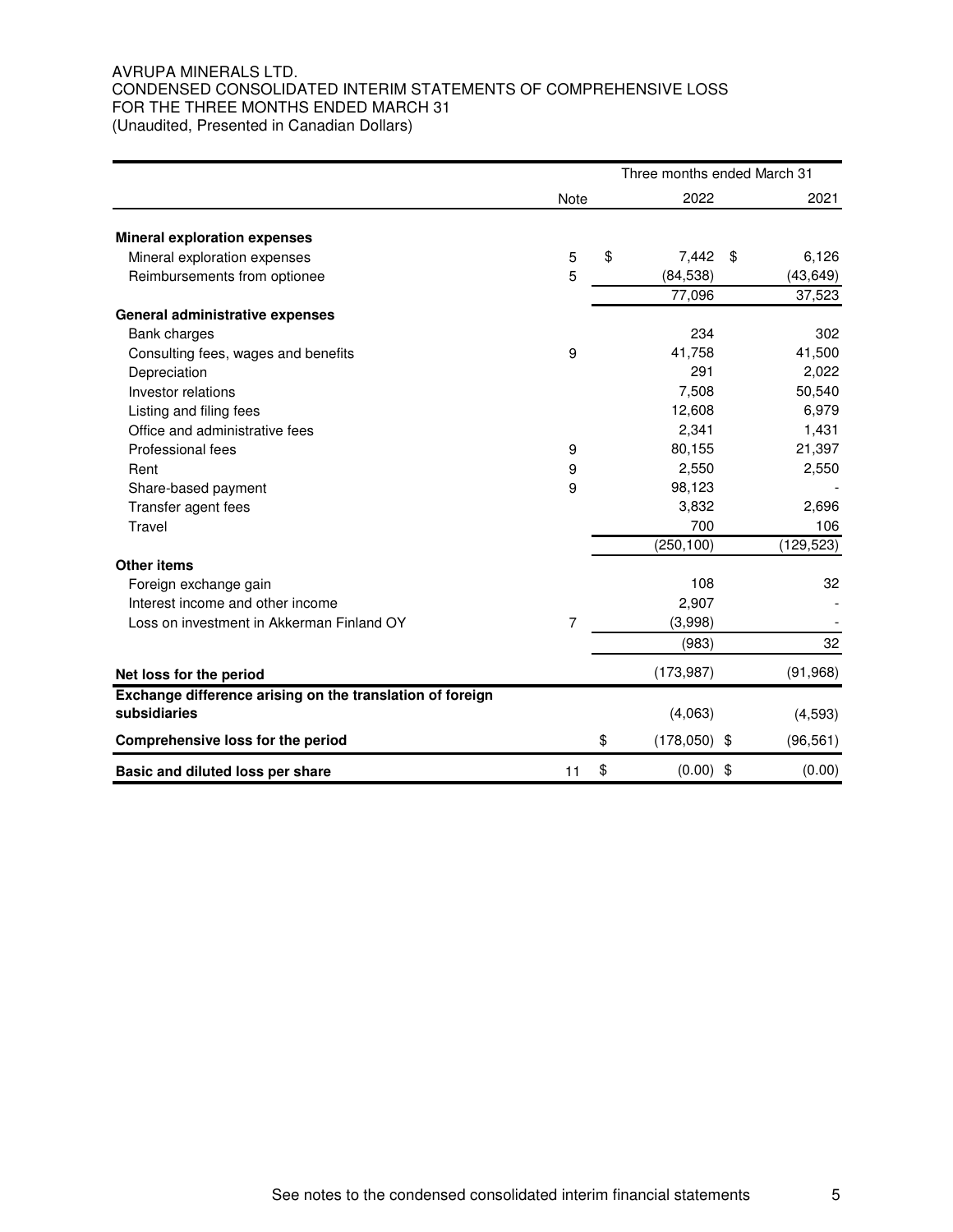AVRUPA MINERALS LTD.
CONDENSED CONSOLIDATED INTERIM STATEMENTS OF COMPREHENSIVE LOSS
FOR THE THREE MONTHS ENDED MARCH 31
(Unaudited, Presented in Canadian Dollars)

| | Note | Three months ended March 31 2022 | 2021 |
|---|---|---|---|
| **Mineral exploration expenses** | | | |
| Mineral exploration expenses | 5 | $ 7,442 | $ 6,126 |
| Reimbursements from optionee | 5 | (84,538) | (43,649) |
| | | 77,096 | 37,523 |
| **General administrative expenses** | | | |
| Bank charges | | 234 | 302 |
| Consulting fees, wages and benefits | 9 | 41,758 | 41,500 |
| Depreciation | | 291 | 2,022 |
| Investor relations | | 7,508 | 50,540 |
| Listing and filing fees | | 12,608 | 6,979 |
| Office and administrative fees | | 2,341 | 1,431 |
| Professional fees | 9 | 80,155 | 21,397 |
| Rent | 9 | 2,550 | 2,550 |
| Share-based payment | 9 | 98,123 | - |
| Transfer agent fees | | 3,832 | 2,696 |
| Travel | | 700 | 106 |
| | | (250,100) | (129,523) |
| **Other items** | | | |
| Foreign exchange gain | | 108 | 32 |
| Interest income and other income | | 2,907 | - |
| Loss on investment in Akkerman Finland OY | 7 | (3,998) | - |
| | | (983) | 32 |
| **Net loss for the period** | | (173,987) | (91,968) |
| **Exchange difference arising on the translation of foreign subsidiaries** | | (4,063) | (4,593) |
| **Comprehensive loss for the period** | | $ (178,050) | $ (96,561) |
| **Basic and diluted loss per share** | 11 | $ (0.00) | $ (0.00) |

See notes to the condensed consolidated interim financial statements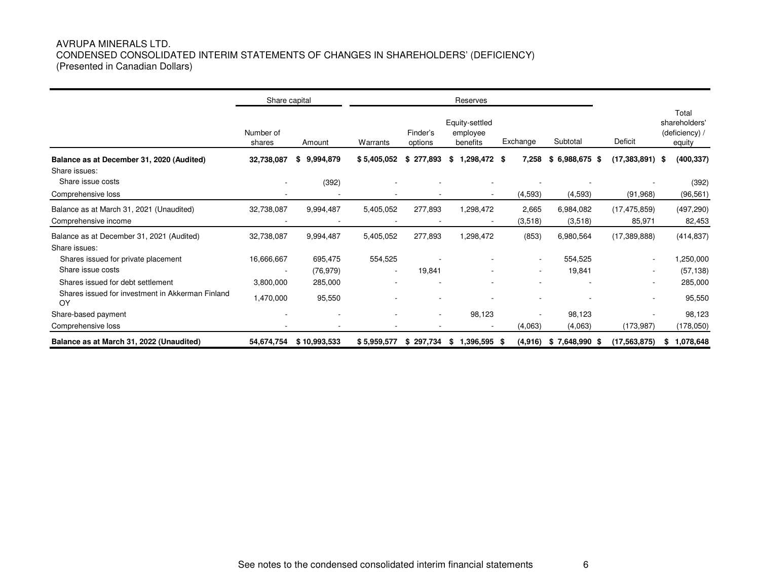AVRUPA MINERALS LTD.
CONDENSED CONSOLIDATED INTERIM STATEMENTS OF CHANGES IN SHAREHOLDERS' (DEFICIENCY)
(Presented in Canadian Dollars)

| | Share capital | | Reserves | | | | | | |
|---|---|---|---|---|---|---|---|---|---|
| | Number of shares | Amount | Warrants | Finder's options | Equity-settled employee benefits | Exchange | Subtotal | Deficit | Total shareholders' (deficiency) / equity |
| **Balance as at December 31, 2020 (Audited)** | **32,738,087** | **$ 9,994,879** | **$ 5,405,052** | **$ 277,893** | **$ 1,298,472** | **$ 7,258** | **$ 6,988,675** | **$ (17,383,891)** | **$ (400,337)** |
| Share issues: | | | | | | | | | |
| Share issue costs | - | (392) | - | - | - | - | - | - | (392) |
| Comprehensive loss | - | - | - | - | - | (4,593) | (4,593) | (91,968) | (96,561) |
| Balance as at March 31, 2021 (Unaudited) | 32,738,087 | 9,994,487 | 5,405,052 | 277,893 | 1,298,472 | 2,665 | 6,984,082 | (17,475,859) | (497,290) |
| Comprehensive income | - | - | - | - | - | (3,518) | (3,518) | 85,971 | 82,453 |
| Balance as at December 31, 2021 (Audited) | 32,738,087 | 9,994,487 | 5,405,052 | 277,893 | 1,298,472 | (853) | 6,980,564 | (17,389,888) | (414,837) |
| Share issues: | | | | | | | | | |
| Shares issued for private placement | 16,666,667 | 695,475 | 554,525 | - | - | - | 554,525 | - | 1,250,000 |
| Share issue costs | - | (76,979) | - | 19,841 | - | - | 19,841 | - | (57,138) |
| Shares issued for debt settlement | 3,800,000 | 285,000 | - | - | - | - | - | - | 285,000 |
| Shares issued for investment in Akkerman Finland OY | 1,470,000 | 95,550 | - | - | - | - | - | - | 95,550 |
| Share-based payment | - | - | - | - | 98,123 | - | 98,123 | - | 98,123 |
| Comprehensive loss | - | - | - | - | - | (4,063) | (4,063) | (173,987) | (178,050) |
| **Balance as at March 31, 2022 (Unaudited)** | **54,674,754** | **$ 10,993,533** | **$ 5,959,577** | **$ 297,734** | **$ 1,396,595** | **$ (4,916)** | **$ 7,648,990** | **$ (17,563,875)** | **$ 1,078,648** |

See notes to the condensed consolidated interim financial statements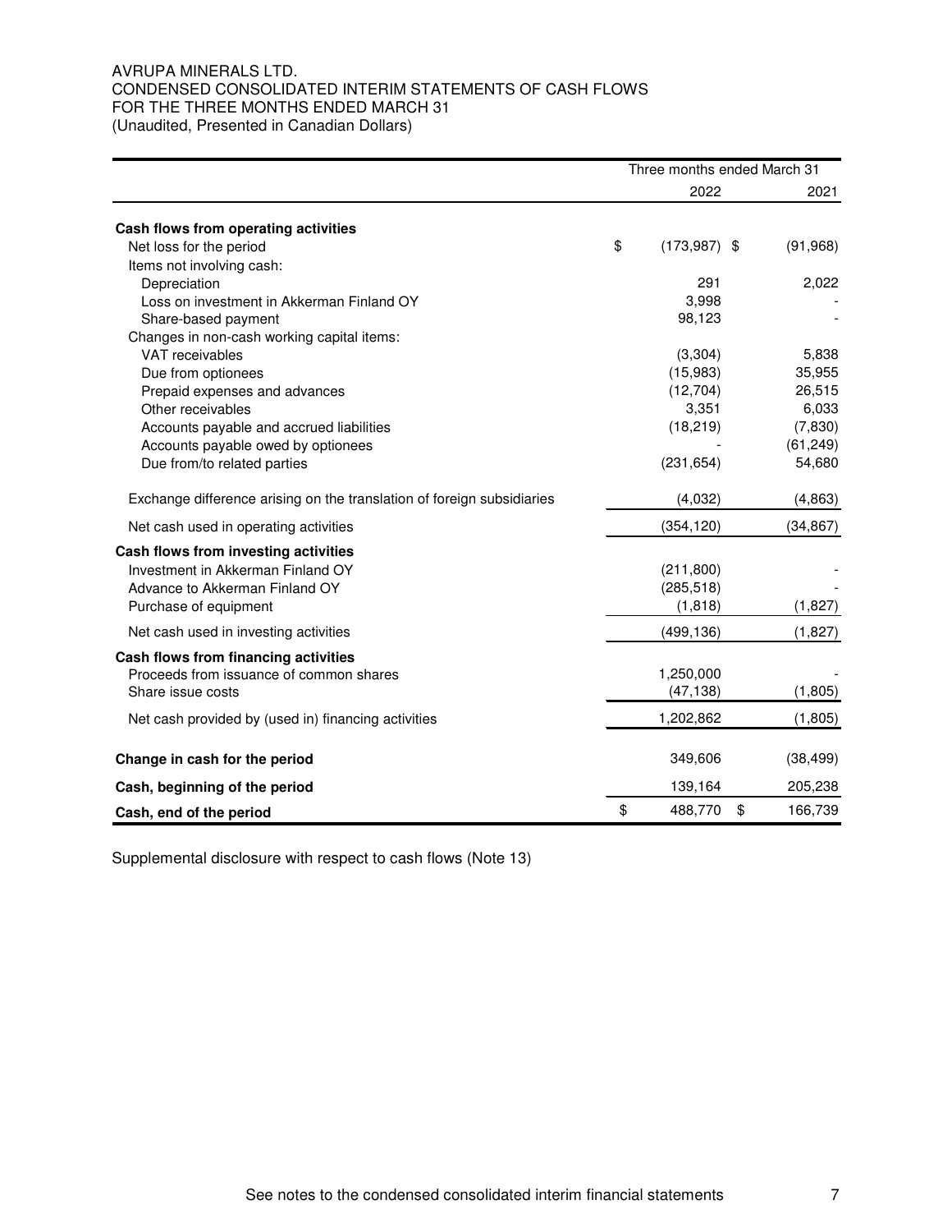AVRUPA MINERALS LTD.
CONDENSED CONSOLIDATED INTERIM STATEMENTS OF CASH FLOWS
FOR THE THREE MONTHS ENDED MARCH 31
(Unaudited, Presented in Canadian Dollars)

| | Three months ended March 31 | |
|---|---|---|
| | 2022 | 2021 |
| **Cash flows from operating activities** | | |
| Net loss for the period | $ (173,987) | $ (91,968) |
| Items not involving cash: | | |
| Depreciation | 291 | 2,022 |
| Loss on investment in Akkerman Finland OY | 3,998 | - |
| Share-based payment | 98,123 | - |
| Changes in non-cash working capital items: | | |
| VAT receivables | (3,304) | 5,838 |
| Due from optionees | (15,983) | 35,955 |
| Prepaid expenses and advances | (12,704) | 26,515 |
| Other receivables | 3,351 | 6,033 |
| Accounts payable and accrued liabilities | (18,219) | (7,830) |
| Accounts payable owed by optionees | - | (61,249) |
| Due from/to related parties | (231,654) | 54,680 |
| Exchange difference arising on the translation of foreign subsidiaries | (4,032) | (4,863) |
| Net cash used in operating activities | (354,120) | (34,867) |
| **Cash flows from investing activities** | | |
| Investment in Akkerman Finland OY | (211,800) | - |
| Advance to Akkerman Finland OY | (285,518) | - |
| Purchase of equipment | (1,818) | (1,827) |
| Net cash used in investing activities | (499,136) | (1,827) |
| **Cash flows from financing activities** | | |
| Proceeds from issuance of common shares | 1,250,000 | - |
| Share issue costs | (47,138) | (1,805) |
| Net cash provided by (used in) financing activities | 1,202,862 | (1,805) |
| **Change in cash for the period** | 349,606 | (38,499) |
| **Cash, beginning of the period** | 139,164 | 205,238 |
| **Cash, end of the period** | $ 488,770 | $ 166,739 |

Supplemental disclosure with respect to cash flows (Note 13)

See notes to the condensed consolidated interim financial statements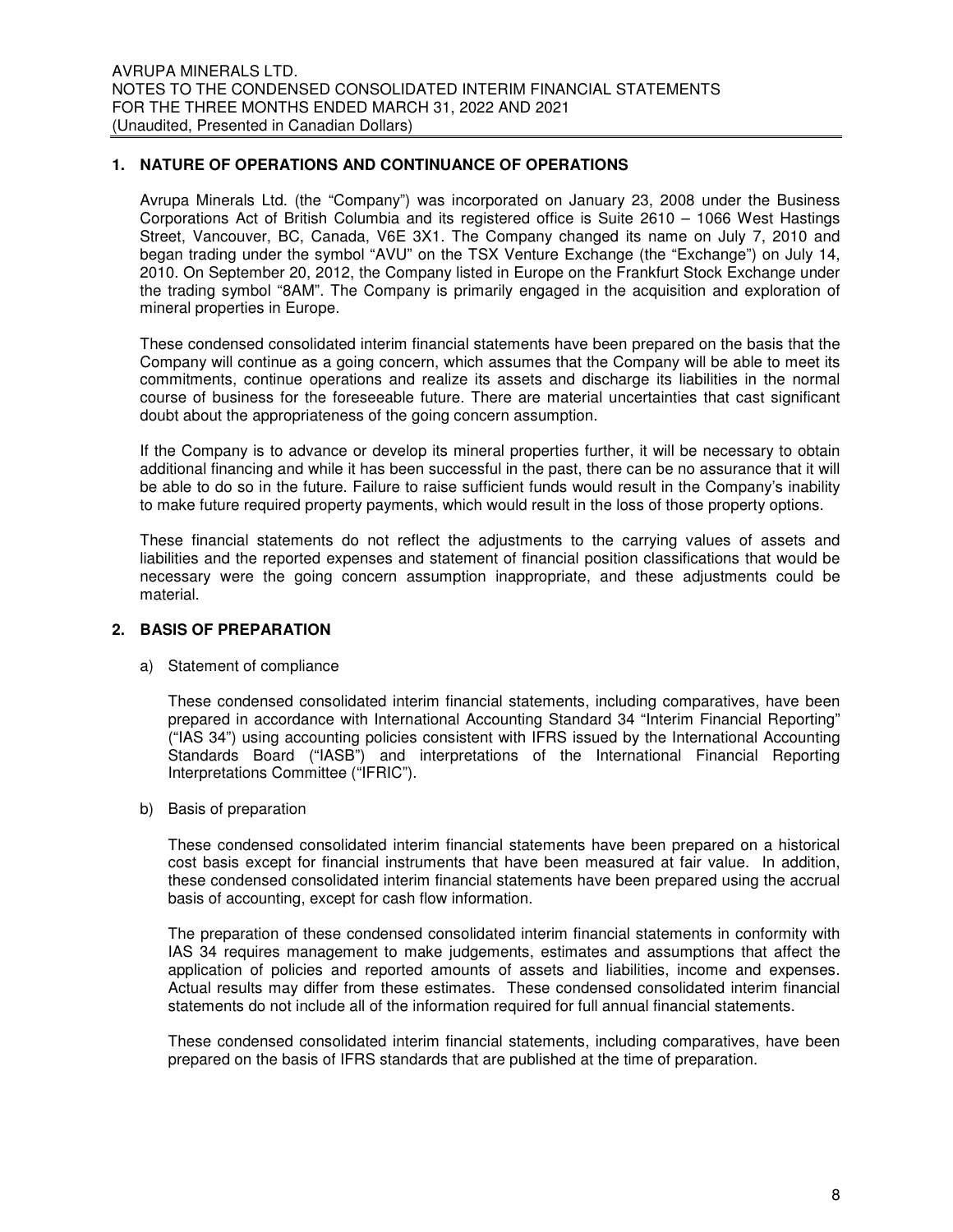## 1. NATURE OF OPERATIONS AND CONTINUANCE OF OPERATIONS

Avrupa Minerals Ltd. (the "Company") was incorporated on January 23, 2008 under the Business Corporations Act of British Columbia and its registered office is Suite 2610 – 1066 West Hastings Street, Vancouver, BC, Canada, V6E 3X1. The Company changed its name on July 7, 2010 and began trading under the symbol "AVU" on the TSX Venture Exchange (the "Exchange") on July 14, 2010. On September 20, 2012, the Company listed in Europe on the Frankfurt Stock Exchange under the trading symbol "8AM". The Company is primarily engaged in the acquisition and exploration of mineral properties in Europe.

These condensed consolidated interim financial statements have been prepared on the basis that the Company will continue as a going concern, which assumes that the Company will be able to meet its commitments, continue operations and realize its assets and discharge its liabilities in the normal course of business for the foreseeable future. There are material uncertainties that cast significant doubt about the appropriateness of the going concern assumption.

If the Company is to advance or develop its mineral properties further, it will be necessary to obtain additional financing and while it has been successful in the past, there can be no assurance that it will be able to do so in the future. Failure to raise sufficient funds would result in the Company's inability to make future required property payments, which would result in the loss of those property options.

These financial statements do not reflect the adjustments to the carrying values of assets and liabilities and the reported expenses and statement of financial position classifications that would be necessary were the going concern assumption inappropriate, and these adjustments could be material.

## 2. BASIS OF PREPARATION

a) Statement of compliance

These condensed consolidated interim financial statements, including comparatives, have been prepared in accordance with International Accounting Standard 34 "Interim Financial Reporting" ("IAS 34") using accounting policies consistent with IFRS issued by the International Accounting Standards Board ("IASB") and interpretations of the International Financial Reporting Interpretations Committee ("IFRIC").

b) Basis of preparation

These condensed consolidated interim financial statements have been prepared on a historical cost basis except for financial instruments that have been measured at fair value. In addition, these condensed consolidated interim financial statements have been prepared using the accrual basis of accounting, except for cash flow information.

The preparation of these condensed consolidated interim financial statements in conformity with IAS 34 requires management to make judgements, estimates and assumptions that affect the application of policies and reported amounts of assets and liabilities, income and expenses. Actual results may differ from these estimates. These condensed consolidated interim financial statements do not include all of the information required for full annual financial statements.

These condensed consolidated interim financial statements, including comparatives, have been prepared on the basis of IFRS standards that are published at the time of preparation.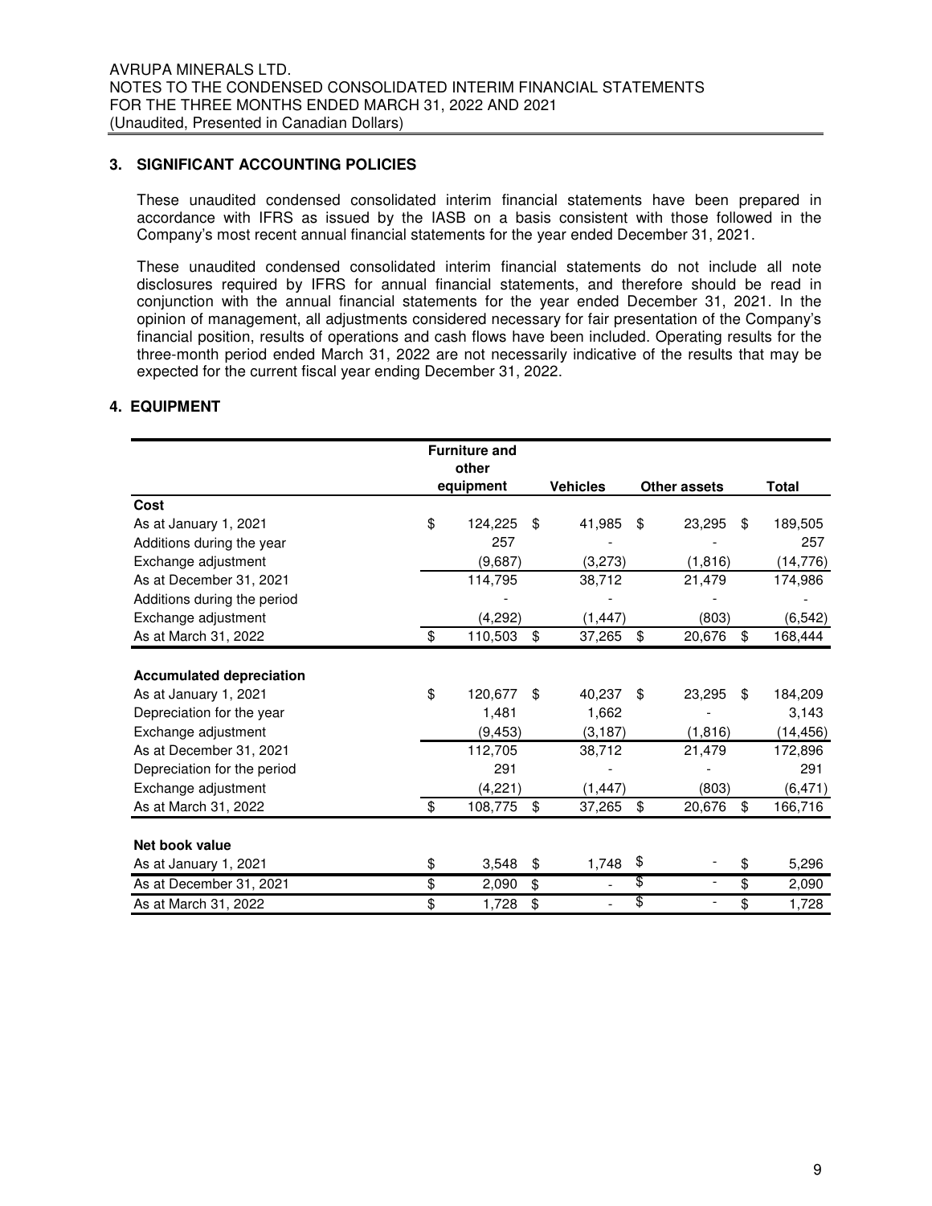## 3. SIGNIFICANT ACCOUNTING POLICIES

These unaudited condensed consolidated interim financial statements have been prepared in accordance with IFRS as issued by the IASB on a basis consistent with those followed in the Company's most recent annual financial statements for the year ended December 31, 2021.

These unaudited condensed consolidated interim financial statements do not include all note disclosures required by IFRS for annual financial statements, and therefore should be read in conjunction with the annual financial statements for the year ended December 31, 2021. In the opinion of management, all adjustments considered necessary for fair presentation of the Company's financial position, results of operations and cash flows have been included. Operating results for the three-month period ended March 31, 2022 are not necessarily indicative of the results that may be expected for the current fiscal year ending December 31, 2022.

## 4. EQUIPMENT

| | Furniture and other equipment | Vehicles | Other assets | Total |
|---|---|---|---|---|
| **Cost** | | | | |
| As at January 1, 2021 | $ 124,225 | $ 41,985 | $ 23,295 | $ 189,505 |
| Additions during the year | 257 | - | - | 257 |
| Exchange adjustment | (9,687) | (3,273) | (1,816) | (14,776) |
| As at December 31, 2021 | 114,795 | 38,712 | 21,479 | 174,986 |
| Additions during the period | - | - | - | - |
| Exchange adjustment | (4,292) | (1,447) | (803) | (6,542) |
| As at March 31, 2022 | $ 110,503 | $ 37,265 | $ 20,676 | $ 168,444 |
| | | | | |
| **Accumulated depreciation** | | | | |
| As at January 1, 2021 | $ 120,677 | $ 40,237 | $ 23,295 | $ 184,209 |
| Depreciation for the year | 1,481 | 1,662 | - | 3,143 |
| Exchange adjustment | (9,453) | (3,187) | (1,816) | (14,456) |
| As at December 31, 2021 | 112,705 | 38,712 | 21,479 | 172,896 |
| Depreciation for the period | 291 | - | - | 291 |
| Exchange adjustment | (4,221) | (1,447) | (803) | (6,471) |
| As at March 31, 2022 | $ 108,775 | $ 37,265 | $ 20,676 | $ 166,716 |
| | | | | |
| **Net book value** | | | | |
| As at January 1, 2021 | $ 3,548 | $ 1,748 | $ - | $ 5,296 |
| As at December 31, 2021 | $ 2,090 | $ - | $ - | $ 2,090 |
| As at March 31, 2022 | $ 1,728 | $ - | $ - | $ 1,728 |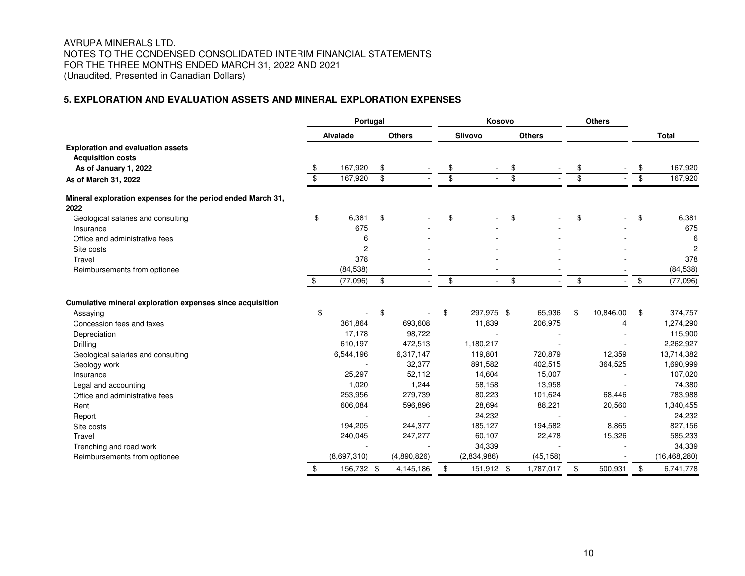## 5. EXPLORATION AND EVALUATION ASSETS AND MINERAL EXPLORATION EXPENSES

| | Portugal | | Kosovo | | Others | |
|---|---|---|---|---|---|---|
| | Alvalade | Others | Slivovo | Others | | Total |
| **Exploration and evaluation assets** | | | | | | |
| **Acquisition costs** | | | | | | |
| **As of January 1, 2022** | $ 167,920 | $ - | $ - | $ - | $ - | $ 167,920 |
| **As of March 31, 2022** | $ 167,920 | $ - | $ - | $ - | $ - | $ 167,920 |
| **Mineral exploration expenses for the period ended March 31, 2022** | | | | | | |
| Geological salaries and consulting | $ 6,381 | $ - | $ - | $ - | $ - | $ 6,381 |
| Insurance | 675 | - | - | - | - | 675 |
| Office and administrative fees | 6 | - | - | - | - | 6 |
| Site costs | 2 | - | - | - | - | 2 |
| Travel | 378 | - | - | - | - | 378 |
| Reimbursements from optionee | (84,538) | - | - | - | - | (84,538) |
| | $ (77,096) | $ - | $ - | $ - | $ - | $ (77,096) |
| **Cumulative mineral exploration expenses since acquisition** | | | | | | |
| Assaying | $ - | $ - | $ 297,975 | $ 65,936 | $ 10,846.00 | $ 374,757 |
| Concession fees and taxes | 361,864 | 693,608 | 11,839 | 206,975 | 4 | 1,274,290 |
| Depreciation | 17,178 | 98,722 | - | - | - | 115,900 |
| Drilling | 610,197 | 472,513 | 1,180,217 | - | - | 2,262,927 |
| Geological salaries and consulting | 6,544,196 | 6,317,147 | 119,801 | 720,879 | 12,359 | 13,714,382 |
| Geology work | - | 32,377 | 891,582 | 402,515 | 364,525 | 1,690,999 |
| Insurance | 25,297 | 52,112 | 14,604 | 15,007 | - | 107,020 |
| Legal and accounting | 1,020 | 1,244 | 58,158 | 13,958 | - | 74,380 |
| Office and administrative fees | 253,956 | 279,739 | 80,223 | 101,624 | 68,446 | 783,988 |
| Rent | 606,084 | 596,896 | 28,694 | 88,221 | 20,560 | 1,340,455 |
| Report | - | - | 24,232 | - | - | 24,232 |
| Site costs | 194,205 | 244,377 | 185,127 | 194,582 | 8,865 | 827,156 |
| Travel | 240,045 | 247,277 | 60,107 | 22,478 | 15,326 | 585,233 |
| Trenching and road work | - | - | 34,339 | - | - | 34,339 |
| Reimbursements from optionee | (8,697,310) | (4,890,826) | (2,834,986) | (45,158) | - | (16,468,280) |
| | $ 156,732 | $ 4,145,186 | $ 151,912 | $ 1,787,017 | $ 500,931 | $ 6,741,778 |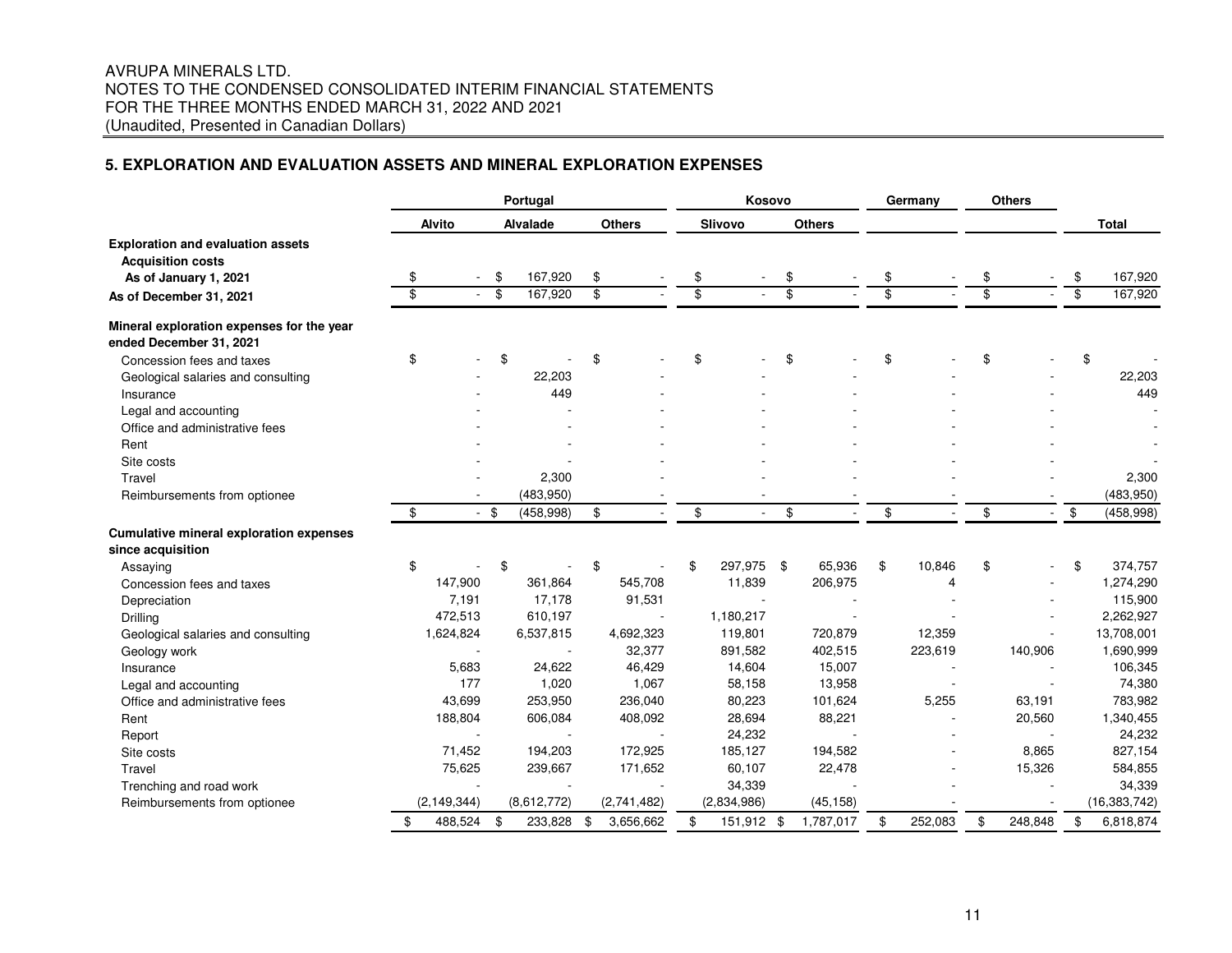AVRUPA MINERALS LTD.
NOTES TO THE CONDENSED CONSOLIDATED INTERIM FINANCIAL STATEMENTS
FOR THE THREE MONTHS ENDED MARCH 31, 2022 AND 2021
(Unaudited, Presented in Canadian Dollars)

## 5. EXPLORATION AND EVALUATION ASSETS AND MINERAL EXPLORATION EXPENSES

| | Portugal | | | Kosovo | | Germany | Others | |
|---|---|---|---|---|---|---|---|---|
| | Alvito | Alvalade | Others | Slivovo | Others | | | Total |
| **Exploration and evaluation assets** | | | | | | | | |
| **Acquisition costs** | | | | | | | | |
| **As of January 1, 2021** | $ - | $ 167,920 | $ - | $ - | $ - | $ - | $ - | $ 167,920 |
| **As of December 31, 2021** | $ - | $ 167,920 | $ - | $ - | $ - | $ - | $ - | $ 167,920 |
| **Mineral exploration expenses for the year ended December 31, 2021** | | | | | | | | |
| Concession fees and taxes | $ - | $ - | $ - | $ - | $ - | $ - | $ - | $ - |
| Geological salaries and consulting | - | 22,203 | - | - | - | - | - | 22,203 |
| Insurance | - | 449 | - | - | - | - | - | 449 |
| Legal and accounting | - | - | - | - | - | - | - | - |
| Office and administrative fees | - | - | - | - | - | - | - | - |
| Rent | - | - | - | - | - | - | - | - |
| Site costs | - | - | - | - | - | - | - | - |
| Travel | - | 2,300 | - | - | - | - | - | 2,300 |
| Reimbursements from optionee | - | (483,950) | - | - | - | - | - | (483,950) |
| | $ - | $ (458,998) | $ - | $ - | $ - | $ - | $ - | $ (458,998) |
| **Cumulative mineral exploration expenses since acquisition** | | | | | | | | |
| Assaying | $ - | $ - | $ - | $ 297,975 | $ 65,936 | $ 10,846 | $ - | $ 374,757 |
| Concession fees and taxes | 147,900 | 361,864 | 545,708 | 11,839 | 206,975 | 4 | - | 1,274,290 |
| Depreciation | 7,191 | 17,178 | 91,531 | - | - | - | - | 115,900 |
| Drilling | 472,513 | 610,197 | - | 1,180,217 | - | - | - | 2,262,927 |
| Geological salaries and consulting | 1,624,824 | 6,537,815 | 4,692,323 | 119,801 | 720,879 | 12,359 | - | 13,708,001 |
| Geology work | - | - | 32,377 | 891,582 | 402,515 | 223,619 | 140,906 | 1,690,999 |
| Insurance | 5,683 | 24,622 | 46,429 | 14,604 | 15,007 | - | - | 106,345 |
| Legal and accounting | 177 | 1,020 | 1,067 | 58,158 | 13,958 | - | - | 74,380 |
| Office and administrative fees | 43,699 | 253,950 | 236,040 | 80,223 | 101,624 | 5,255 | 63,191 | 783,982 |
| Rent | 188,804 | 606,084 | 408,092 | 28,694 | 88,221 | - | 20,560 | 1,340,455 |
| Report | - | - | - | 24,232 | - | - | - | 24,232 |
| Site costs | 71,452 | 194,203 | 172,925 | 185,127 | 194,582 | - | 8,865 | 827,154 |
| Travel | 75,625 | 239,667 | 171,652 | 60,107 | 22,478 | - | 15,326 | 584,855 |
| Trenching and road work | - | - | - | 34,339 | - | - | - | 34,339 |
| Reimbursements from optionee | (2,149,344) | (8,612,772) | (2,741,482) | (2,834,986) | (45,158) | - | - | (16,383,742) |
| | $ 488,524 | $ 233,828 | $ 3,656,662 | $ 151,912 | $ 1,787,017 | $ 252,083 | $ 248,848 | $ 6,818,874 |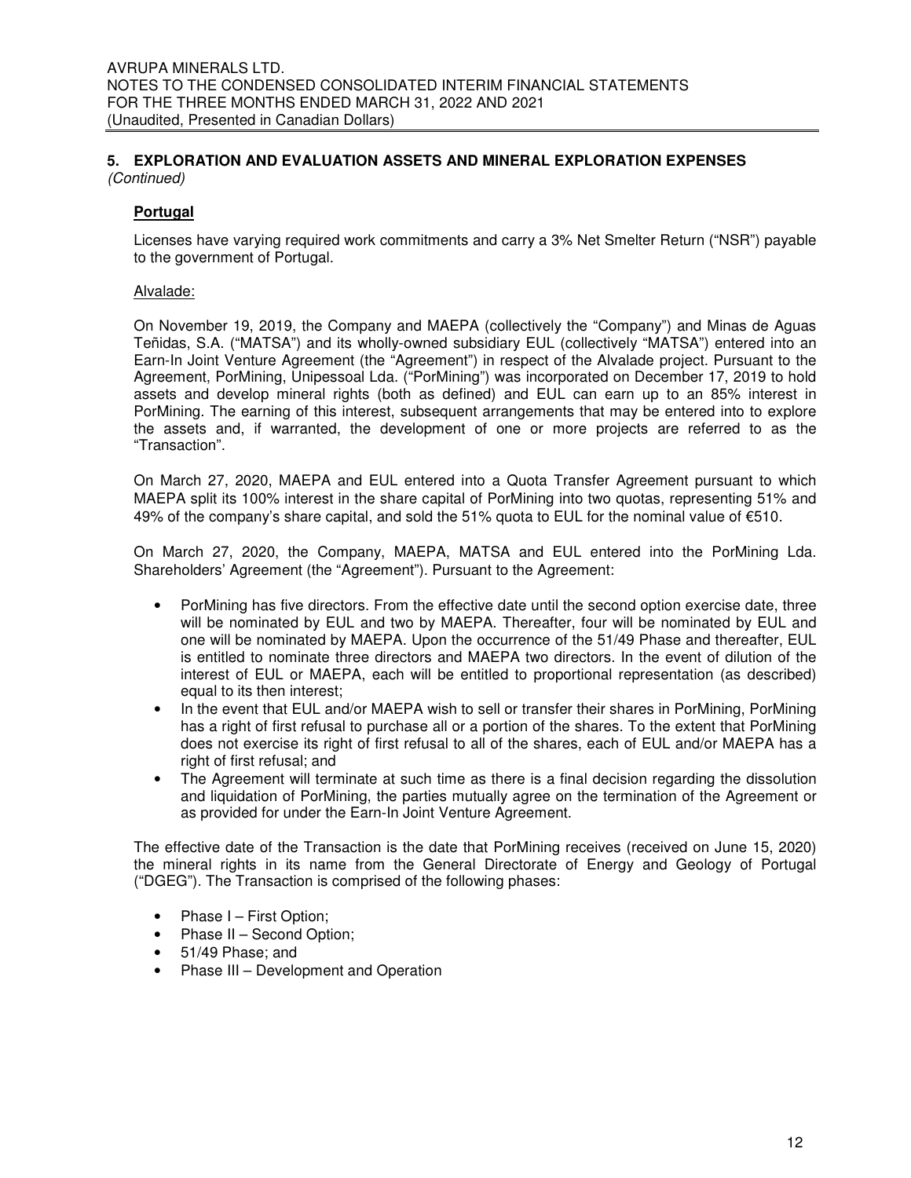## 5. EXPLORATION AND EVALUATION ASSETS AND MINERAL EXPLORATION EXPENSES
*(Continued)*

### **Portugal**

Licenses have varying required work commitments and carry a 3% Net Smelter Return ("NSR") payable to the government of Portugal.

Alvalade:

On November 19, 2019, the Company and MAEPA (collectively the "Company") and Minas de Aguas Teñidas, S.A. ("MATSA") and its wholly-owned subsidiary EUL (collectively "MATSA") entered into an Earn-In Joint Venture Agreement (the "Agreement") in respect of the Alvalade project. Pursuant to the Agreement, PorMining, Unipessoal Lda. ("PorMining") was incorporated on December 17, 2019 to hold assets and develop mineral rights (both as defined) and EUL can earn up to an 85% interest in PorMining. The earning of this interest, subsequent arrangements that may be entered into to explore the assets and, if warranted, the development of one or more projects are referred to as the "Transaction".

On March 27, 2020, MAEPA and EUL entered into a Quota Transfer Agreement pursuant to which MAEPA split its 100% interest in the share capital of PorMining into two quotas, representing 51% and 49% of the company's share capital, and sold the 51% quota to EUL for the nominal value of €510.

On March 27, 2020, the Company, MAEPA, MATSA and EUL entered into the PorMining Lda. Shareholders' Agreement (the "Agreement"). Pursuant to the Agreement:

- PorMining has five directors. From the effective date until the second option exercise date, three will be nominated by EUL and two by MAEPA. Thereafter, four will be nominated by EUL and one will be nominated by MAEPA. Upon the occurrence of the 51/49 Phase and thereafter, EUL is entitled to nominate three directors and MAEPA two directors. In the event of dilution of the interest of EUL or MAEPA, each will be entitled to proportional representation (as described) equal to its then interest;
- In the event that EUL and/or MAEPA wish to sell or transfer their shares in PorMining, PorMining has a right of first refusal to purchase all or a portion of the shares. To the extent that PorMining does not exercise its right of first refusal to all of the shares, each of EUL and/or MAEPA has a right of first refusal; and
- The Agreement will terminate at such time as there is a final decision regarding the dissolution and liquidation of PorMining, the parties mutually agree on the termination of the Agreement or as provided for under the Earn-In Joint Venture Agreement.

The effective date of the Transaction is the date that PorMining receives (received on June 15, 2020) the mineral rights in its name from the General Directorate of Energy and Geology of Portugal ("DGEG"). The Transaction is comprised of the following phases:

- Phase I – First Option;
- Phase II – Second Option;
- 51/49 Phase; and
- Phase III – Development and Operation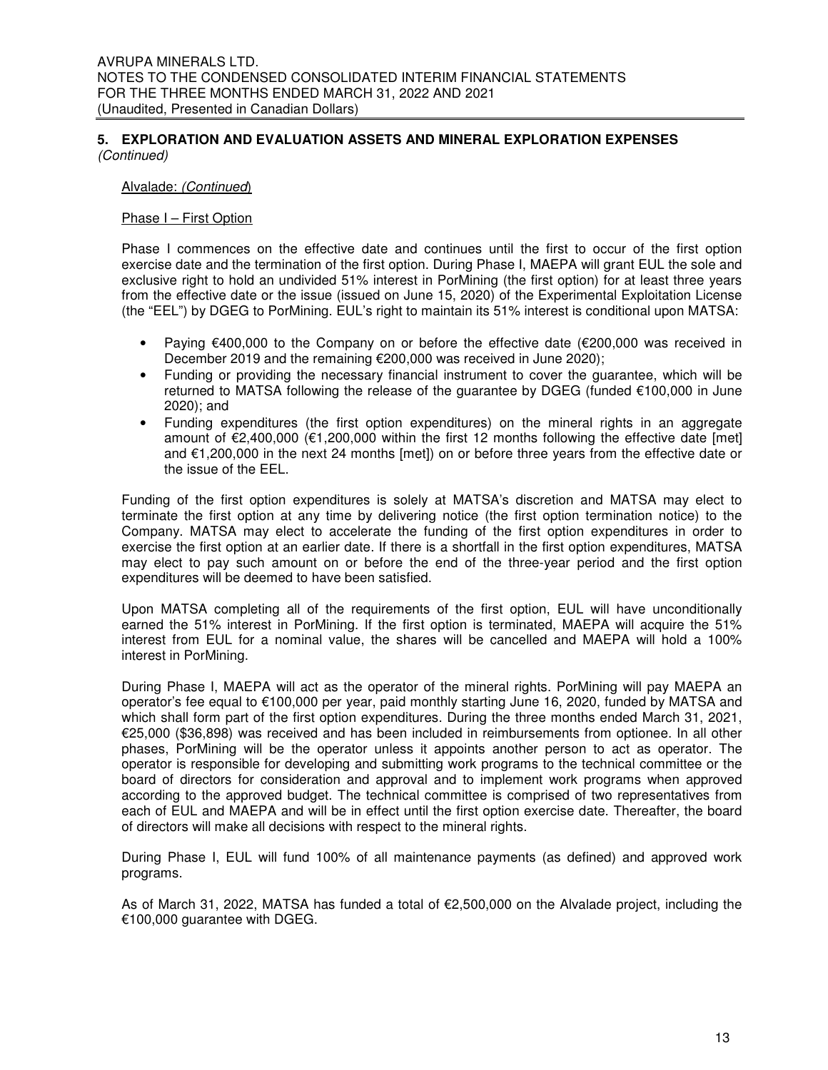## 5. EXPLORATION AND EVALUATION ASSETS AND MINERAL EXPLORATION EXPENSES *(Continued)*

Alvalade: *(Continued)*

Phase I – First Option

Phase I commences on the effective date and continues until the first to occur of the first option exercise date and the termination of the first option. During Phase I, MAEPA will grant EUL the sole and exclusive right to hold an undivided 51% interest in PorMining (the first option) for at least three years from the effective date or the issue (issued on June 15, 2020) of the Experimental Exploitation License (the "EEL") by DGEG to PorMining. EUL's right to maintain its 51% interest is conditional upon MATSA:

- Paying €400,000 to the Company on or before the effective date (€200,000 was received in December 2019 and the remaining €200,000 was received in June 2020);
- Funding or providing the necessary financial instrument to cover the guarantee, which will be returned to MATSA following the release of the guarantee by DGEG (funded €100,000 in June 2020); and
- Funding expenditures (the first option expenditures) on the mineral rights in an aggregate amount of €2,400,000 (€1,200,000 within the first 12 months following the effective date [met] and €1,200,000 in the next 24 months [met]) on or before three years from the effective date or the issue of the EEL.

Funding of the first option expenditures is solely at MATSA's discretion and MATSA may elect to terminate the first option at any time by delivering notice (the first option termination notice) to the Company. MATSA may elect to accelerate the funding of the first option expenditures in order to exercise the first option at an earlier date. If there is a shortfall in the first option expenditures, MATSA may elect to pay such amount on or before the end of the three-year period and the first option expenditures will be deemed to have been satisfied.

Upon MATSA completing all of the requirements of the first option, EUL will have unconditionally earned the 51% interest in PorMining. If the first option is terminated, MAEPA will acquire the 51% interest from EUL for a nominal value, the shares will be cancelled and MAEPA will hold a 100% interest in PorMining.

During Phase I, MAEPA will act as the operator of the mineral rights. PorMining will pay MAEPA an operator's fee equal to €100,000 per year, paid monthly starting June 16, 2020, funded by MATSA and which shall form part of the first option expenditures. During the three months ended March 31, 2021, €25,000 ($36,898) was received and has been included in reimbursements from optionee. In all other phases, PorMining will be the operator unless it appoints another person to act as operator. The operator is responsible for developing and submitting work programs to the technical committee or the board of directors for consideration and approval and to implement work programs when approved according to the approved budget. The technical committee is comprised of two representatives from each of EUL and MAEPA and will be in effect until the first option exercise date. Thereafter, the board of directors will make all decisions with respect to the mineral rights.

During Phase I, EUL will fund 100% of all maintenance payments (as defined) and approved work programs.

As of March 31, 2022, MATSA has funded a total of €2,500,000 on the Alvalade project, including the €100,000 guarantee with DGEG.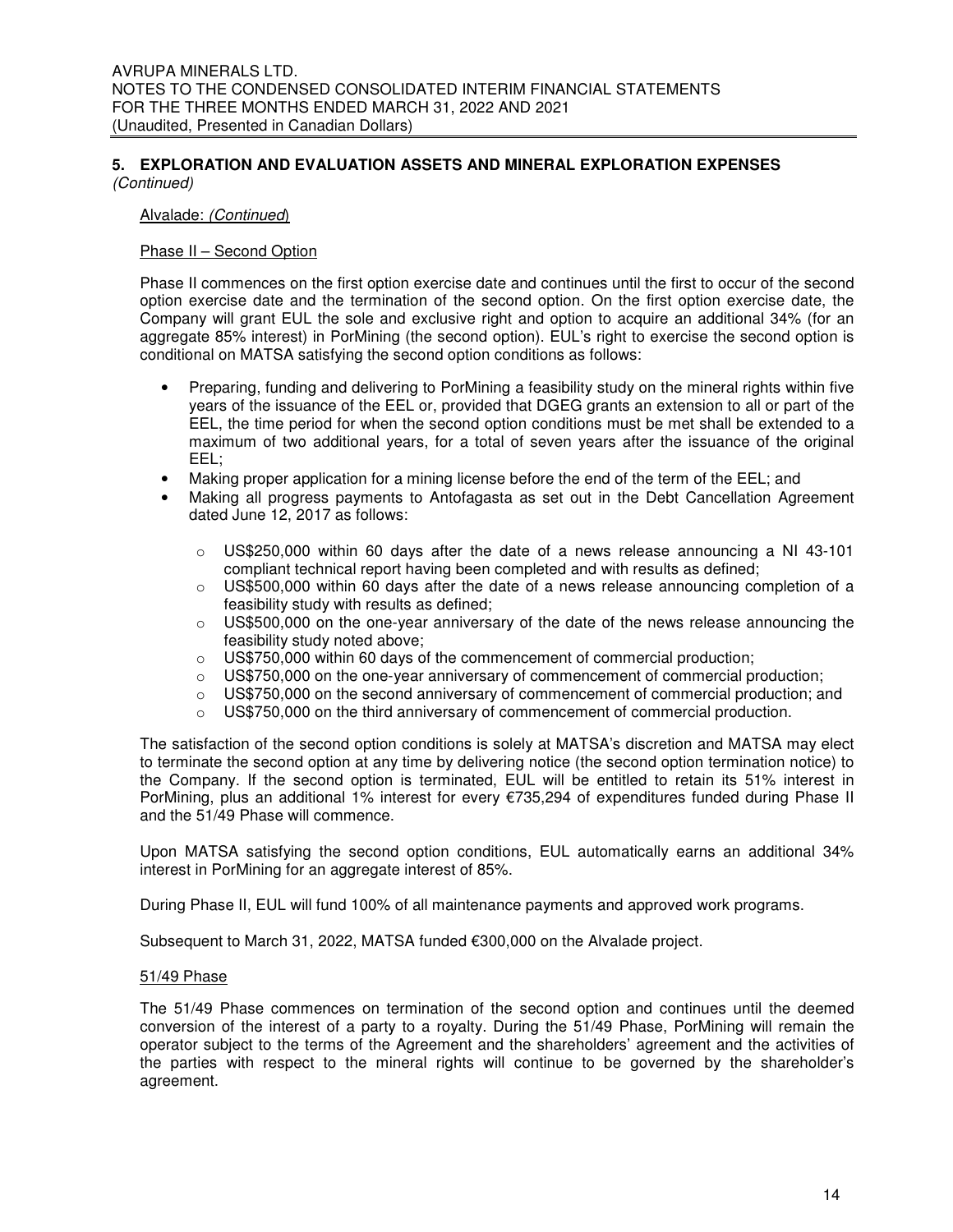## 5. EXPLORATION AND EVALUATION ASSETS AND MINERAL EXPLORATION EXPENSES *(Continued)*

Alvalade: *(Continued)*

Phase II – Second Option

Phase II commences on the first option exercise date and continues until the first to occur of the second option exercise date and the termination of the second option. On the first option exercise date, the Company will grant EUL the sole and exclusive right and option to acquire an additional 34% (for an aggregate 85% interest) in PorMining (the second option). EUL's right to exercise the second option is conditional on MATSA satisfying the second option conditions as follows:

- Preparing, funding and delivering to PorMining a feasibility study on the mineral rights within five years of the issuance of the EEL or, provided that DGEG grants an extension to all or part of the EEL, the time period for when the second option conditions must be met shall be extended to a maximum of two additional years, for a total of seven years after the issuance of the original EEL;
- Making proper application for a mining license before the end of the term of the EEL; and
- Making all progress payments to Antofagasta as set out in the Debt Cancellation Agreement dated June 12, 2017 as follows:
  - US$250,000 within 60 days after the date of a news release announcing a NI 43-101 compliant technical report having been completed and with results as defined;
  - US$500,000 within 60 days after the date of a news release announcing completion of a feasibility study with results as defined;
  - US$500,000 on the one-year anniversary of the date of the news release announcing the feasibility study noted above;
  - US$750,000 within 60 days of the commencement of commercial production;
  - US$750,000 on the one-year anniversary of commencement of commercial production;
  - US$750,000 on the second anniversary of commencement of commercial production; and
  - US$750,000 on the third anniversary of commencement of commercial production.

The satisfaction of the second option conditions is solely at MATSA's discretion and MATSA may elect to terminate the second option at any time by delivering notice (the second option termination notice) to the Company. If the second option is terminated, EUL will be entitled to retain its 51% interest in PorMining, plus an additional 1% interest for every €735,294 of expenditures funded during Phase II and the 51/49 Phase will commence.

Upon MATSA satisfying the second option conditions, EUL automatically earns an additional 34% interest in PorMining for an aggregate interest of 85%.

During Phase II, EUL will fund 100% of all maintenance payments and approved work programs.

Subsequent to March 31, 2022, MATSA funded €300,000 on the Alvalade project.

51/49 Phase

The 51/49 Phase commences on termination of the second option and continues until the deemed conversion of the interest of a party to a royalty. During the 51/49 Phase, PorMining will remain the operator subject to the terms of the Agreement and the shareholders' agreement and the activities of the parties with respect to the mineral rights will continue to be governed by the shareholder's agreement.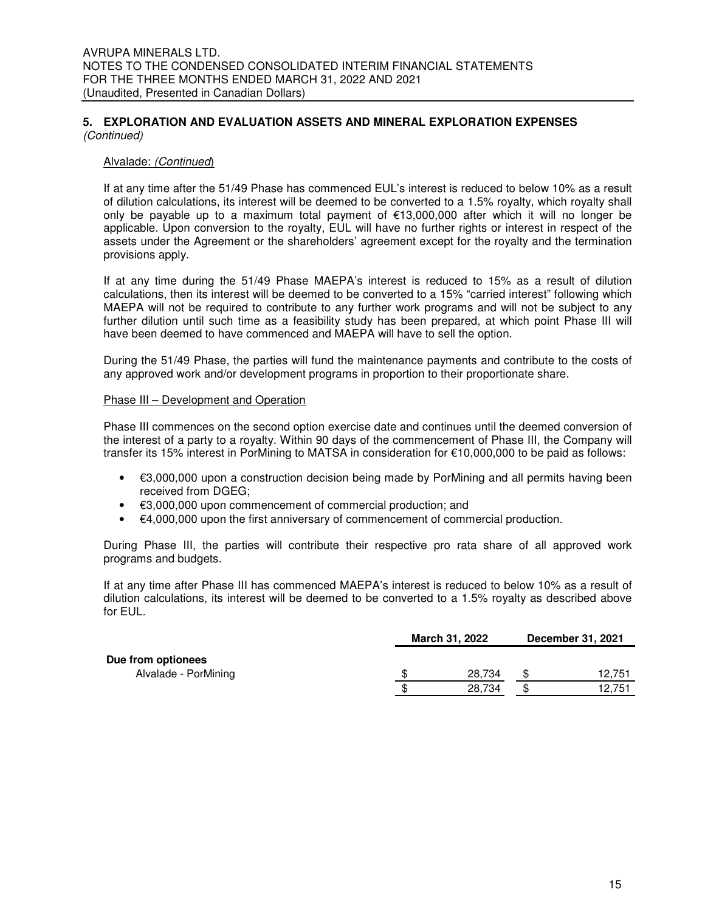## 5. EXPLORATION AND EVALUATION ASSETS AND MINERAL EXPLORATION EXPENSES *(Continued)*

Alvalade: *(Continued)*

If at any time after the 51/49 Phase has commenced EUL's interest is reduced to below 10% as a result of dilution calculations, its interest will be deemed to be converted to a 1.5% royalty, which royalty shall only be payable up to a maximum total payment of €13,000,000 after which it will no longer be applicable. Upon conversion to the royalty, EUL will have no further rights or interest in respect of the assets under the Agreement or the shareholders' agreement except for the royalty and the termination provisions apply.

If at any time during the 51/49 Phase MAEPA's interest is reduced to 15% as a result of dilution calculations, then its interest will be deemed to be converted to a 15% "carried interest" following which MAEPA will not be required to contribute to any further work programs and will not be subject to any further dilution until such time as a feasibility study has been prepared, at which point Phase III will have been deemed to have commenced and MAEPA will have to sell the option.

During the 51/49 Phase, the parties will fund the maintenance payments and contribute to the costs of any approved work and/or development programs in proportion to their proportionate share.

Phase III – Development and Operation

Phase III commences on the second option exercise date and continues until the deemed conversion of the interest of a party to a royalty. Within 90 days of the commencement of Phase III, the Company will transfer its 15% interest in PorMining to MATSA in consideration for €10,000,000 to be paid as follows:

- €3,000,000 upon a construction decision being made by PorMining and all permits having been received from DGEG;
- €3,000,000 upon commencement of commercial production; and
- €4,000,000 upon the first anniversary of commencement of commercial production.

During Phase III, the parties will contribute their respective pro rata share of all approved work programs and budgets.

If at any time after Phase III has commenced MAEPA's interest is reduced to below 10% as a result of dilution calculations, its interest will be deemed to be converted to a 1.5% royalty as described above for EUL.

| | March 31, 2022 | December 31, 2021 |
|---|---|---|
| **Due from optionees** | | |
| Alvalade - PorMining | $ 28,734 | $ 12,751 |
| | $ 28,734 | $ 12,751 |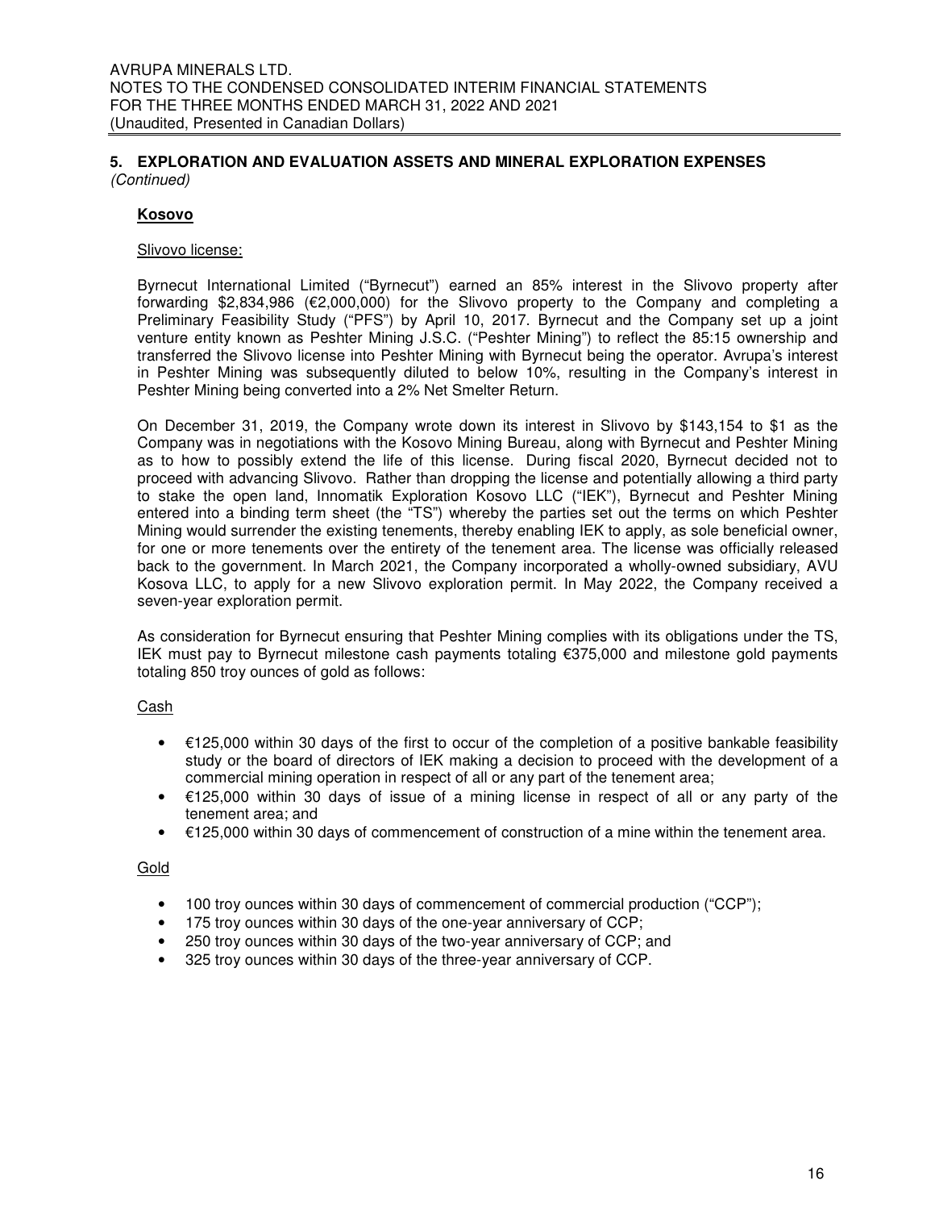## 5. EXPLORATION AND EVALUATION ASSETS AND MINERAL EXPLORATION EXPENSES

*(Continued)*

### Kosovo

Slivovo license:

Byrnecut International Limited ("Byrnecut") earned an 85% interest in the Slivovo property after forwarding $2,834,986 (€2,000,000) for the Slivovo property to the Company and completing a Preliminary Feasibility Study ("PFS") by April 10, 2017. Byrnecut and the Company set up a joint venture entity known as Peshter Mining J.S.C. ("Peshter Mining") to reflect the 85:15 ownership and transferred the Slivovo license into Peshter Mining with Byrnecut being the operator. Avrupa's interest in Peshter Mining was subsequently diluted to below 10%, resulting in the Company's interest in Peshter Mining being converted into a 2% Net Smelter Return.

On December 31, 2019, the Company wrote down its interest in Slivovo by $143,154 to $1 as the Company was in negotiations with the Kosovo Mining Bureau, along with Byrnecut and Peshter Mining as to how to possibly extend the life of this license. During fiscal 2020, Byrnecut decided not to proceed with advancing Slivovo. Rather than dropping the license and potentially allowing a third party to stake the open land, Innomatik Exploration Kosovo LLC ("IEK"), Byrnecut and Peshter Mining entered into a binding term sheet (the "TS") whereby the parties set out the terms on which Peshter Mining would surrender the existing tenements, thereby enabling IEK to apply, as sole beneficial owner, for one or more tenements over the entirety of the tenement area. The license was officially released back to the government. In March 2021, the Company incorporated a wholly-owned subsidiary, AVU Kosova LLC, to apply for a new Slivovo exploration permit. In May 2022, the Company received a seven-year exploration permit.

As consideration for Byrnecut ensuring that Peshter Mining complies with its obligations under the TS, IEK must pay to Byrnecut milestone cash payments totaling €375,000 and milestone gold payments totaling 850 troy ounces of gold as follows:

Cash

- €125,000 within 30 days of the first to occur of the completion of a positive bankable feasibility study or the board of directors of IEK making a decision to proceed with the development of a commercial mining operation in respect of all or any part of the tenement area;
- €125,000 within 30 days of issue of a mining license in respect of all or any party of the tenement area; and
- €125,000 within 30 days of commencement of construction of a mine within the tenement area.

Gold

- 100 troy ounces within 30 days of commencement of commercial production ("CCP");
- 175 troy ounces within 30 days of the one-year anniversary of CCP;
- 250 troy ounces within 30 days of the two-year anniversary of CCP; and
- 325 troy ounces within 30 days of the three-year anniversary of CCP.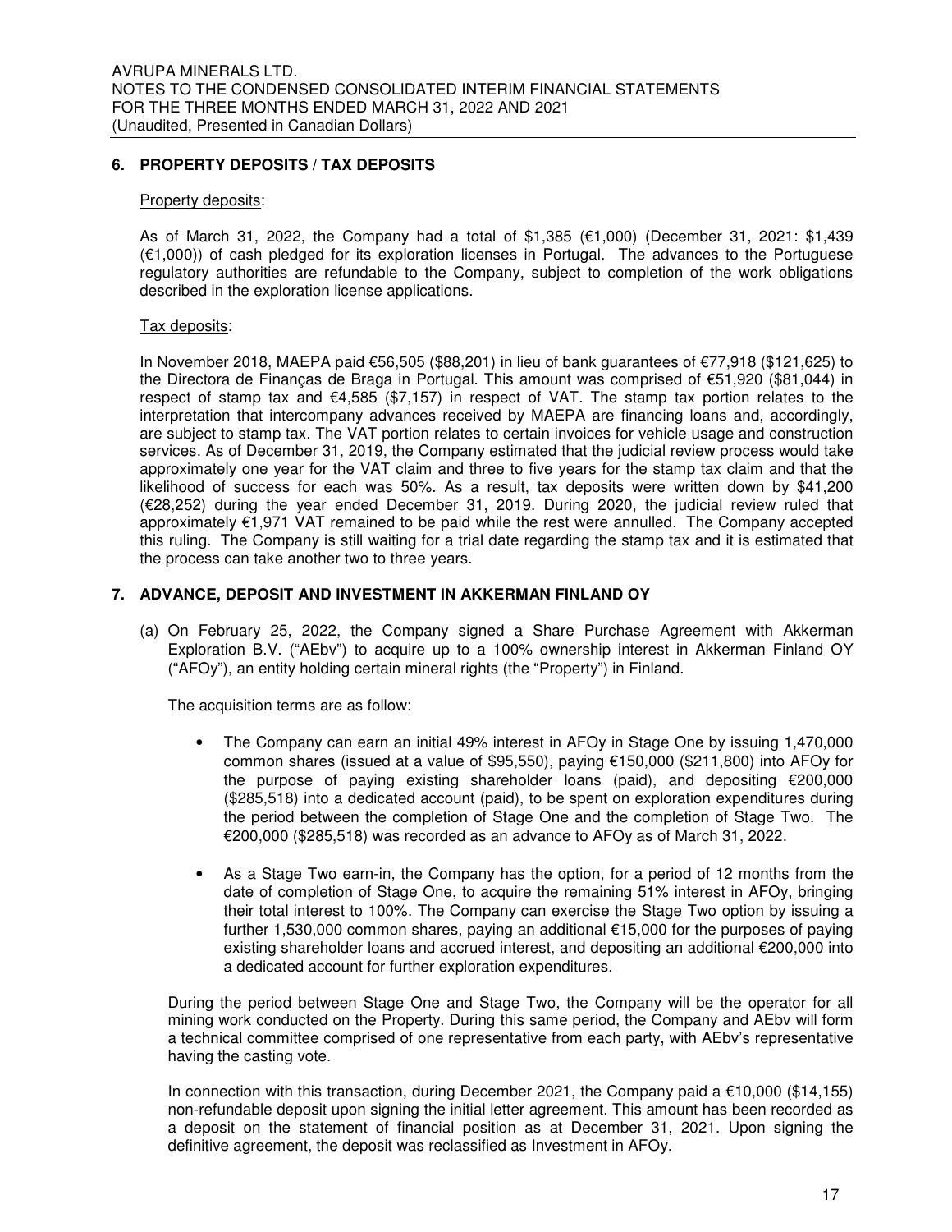## 6. PROPERTY DEPOSITS / TAX DEPOSITS

Property deposits:

As of March 31, 2022, the Company had a total of $1,385 (€1,000) (December 31, 2021: $1,439 (€1,000)) of cash pledged for its exploration licenses in Portugal. The advances to the Portuguese regulatory authorities are refundable to the Company, subject to completion of the work obligations described in the exploration license applications.

Tax deposits:

In November 2018, MAEPA paid €56,505 ($88,201) in lieu of bank guarantees of €77,918 ($121,625) to the Directora de Finanças de Braga in Portugal. This amount was comprised of €51,920 ($81,044) in respect of stamp tax and €4,585 ($7,157) in respect of VAT. The stamp tax portion relates to the interpretation that intercompany advances received by MAEPA are financing loans and, accordingly, are subject to stamp tax. The VAT portion relates to certain invoices for vehicle usage and construction services. As of December 31, 2019, the Company estimated that the judicial review process would take approximately one year for the VAT claim and three to five years for the stamp tax claim and that the likelihood of success for each was 50%. As a result, tax deposits were written down by $41,200 (€28,252) during the year ended December 31, 2019. During 2020, the judicial review ruled that approximately €1,971 VAT remained to be paid while the rest were annulled. The Company accepted this ruling. The Company is still waiting for a trial date regarding the stamp tax and it is estimated that the process can take another two to three years.

## 7. ADVANCE, DEPOSIT AND INVESTMENT IN AKKERMAN FINLAND OY

(a) On February 25, 2022, the Company signed a Share Purchase Agreement with Akkerman Exploration B.V. ("AEbv") to acquire up to a 100% ownership interest in Akkerman Finland OY ("AFOy"), an entity holding certain mineral rights (the "Property") in Finland.

The acquisition terms are as follow:

- The Company can earn an initial 49% interest in AFOy in Stage One by issuing 1,470,000 common shares (issued at a value of $95,550), paying €150,000 ($211,800) into AFOy for the purpose of paying existing shareholder loans (paid), and depositing €200,000 ($285,518) into a dedicated account (paid), to be spent on exploration expenditures during the period between the completion of Stage One and the completion of Stage Two. The €200,000 ($285,518) was recorded as an advance to AFOy as of March 31, 2022.
- As a Stage Two earn-in, the Company has the option, for a period of 12 months from the date of completion of Stage One, to acquire the remaining 51% interest in AFOy, bringing their total interest to 100%. The Company can exercise the Stage Two option by issuing a further 1,530,000 common shares, paying an additional €15,000 for the purposes of paying existing shareholder loans and accrued interest, and depositing an additional €200,000 into a dedicated account for further exploration expenditures.

During the period between Stage One and Stage Two, the Company will be the operator for all mining work conducted on the Property. During this same period, the Company and AEbv will form a technical committee comprised of one representative from each party, with AEbv's representative having the casting vote.

In connection with this transaction, during December 2021, the Company paid a €10,000 ($14,155) non-refundable deposit upon signing the initial letter agreement. This amount has been recorded as a deposit on the statement of financial position as at December 31, 2021. Upon signing the definitive agreement, the deposit was reclassified as Investment in AFOy.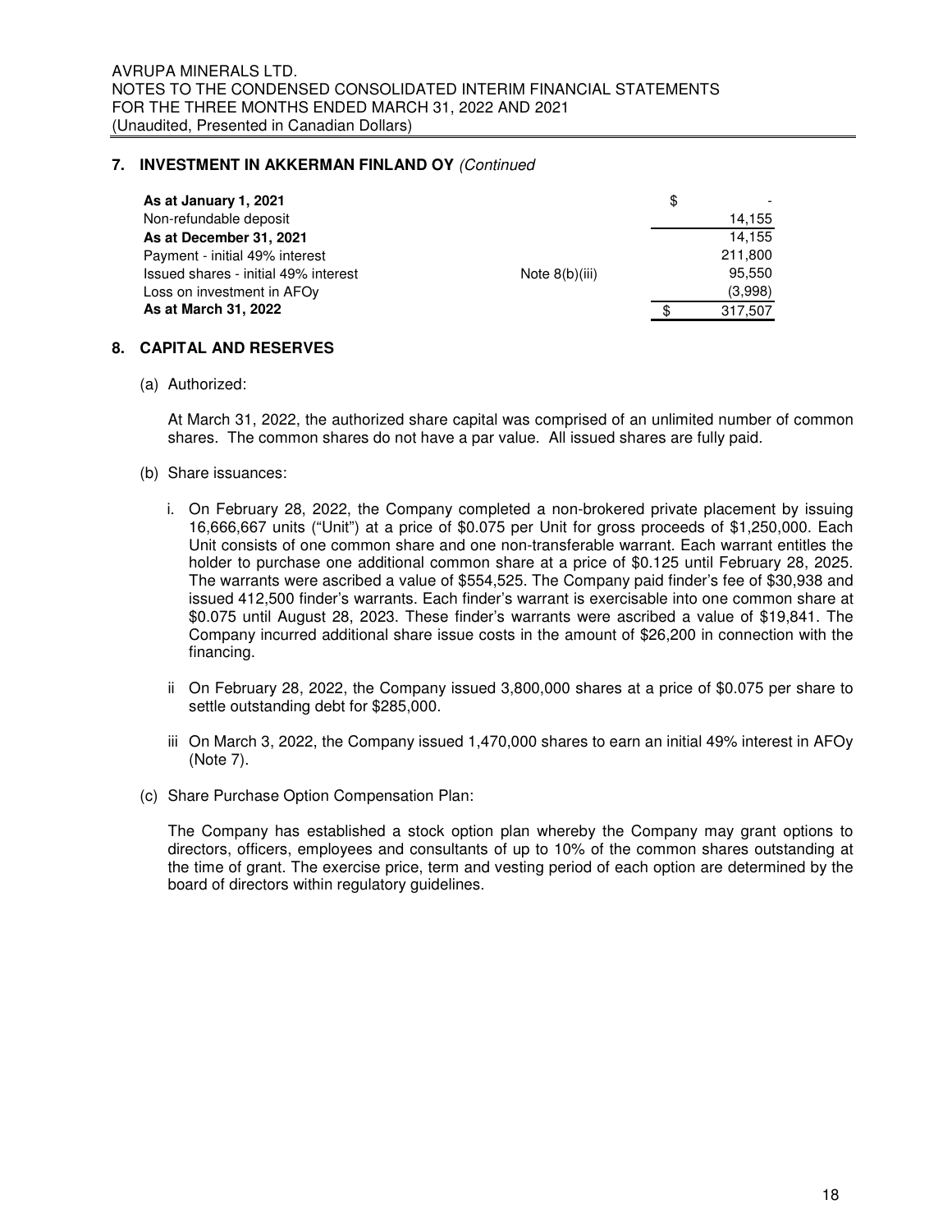## 7. INVESTMENT IN AKKERMAN FINLAND OY *(Continued*

| | | |
|---|---|---|
| **As at January 1, 2021** | | $ - |
| Non-refundable deposit | | 14,155 |
| **As at December 31, 2021** | | 14,155 |
| Payment - initial 49% interest | | 211,800 |
| Issued shares - initial 49% interest | Note 8(b)(iii) | 95,550 |
| Loss on investment in AFOy | | (3,998) |
| **As at March 31, 2022** | | $ 317,507 |

## 8. CAPITAL AND RESERVES

(a) Authorized:

At March 31, 2022, the authorized share capital was comprised of an unlimited number of common shares. The common shares do not have a par value. All issued shares are fully paid.

(b) Share issuances:

i. On February 28, 2022, the Company completed a non-brokered private placement by issuing 16,666,667 units ("Unit") at a price of $0.075 per Unit for gross proceeds of $1,250,000. Each Unit consists of one common share and one non-transferable warrant. Each warrant entitles the holder to purchase one additional common share at a price of $0.125 until February 28, 2025. The warrants were ascribed a value of $554,525. The Company paid finder's fee of $30,938 and issued 412,500 finder's warrants. Each finder's warrant is exercisable into one common share at $0.075 until August 28, 2023. These finder's warrants were ascribed a value of $19,841. The Company incurred additional share issue costs in the amount of $26,200 in connection with the financing.

ii On February 28, 2022, the Company issued 3,800,000 shares at a price of $0.075 per share to settle outstanding debt for $285,000.

iii On March 3, 2022, the Company issued 1,470,000 shares to earn an initial 49% interest in AFOy (Note 7).

(c) Share Purchase Option Compensation Plan:

The Company has established a stock option plan whereby the Company may grant options to directors, officers, employees and consultants of up to 10% of the common shares outstanding at the time of grant. The exercise price, term and vesting period of each option are determined by the board of directors within regulatory guidelines.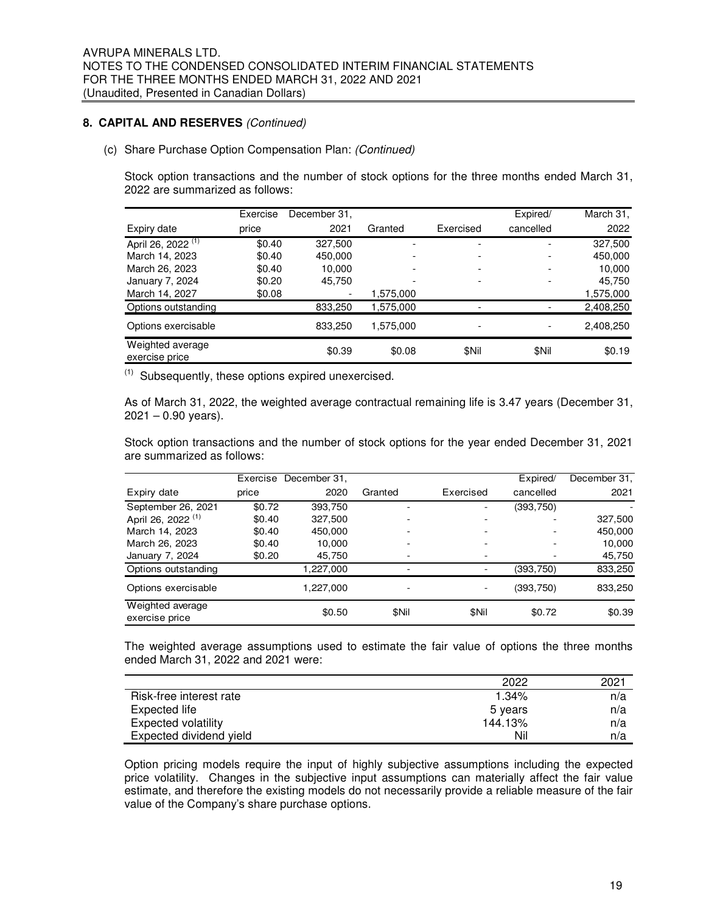## 8. CAPITAL AND RESERVES *(Continued)*

(c) Share Purchase Option Compensation Plan: *(Continued)*

Stock option transactions and the number of stock options for the three months ended March 31, 2022 are summarized as follows:

| Expiry date | Exercise price | December 31, 2021 | Granted | Exercised | Expired/ cancelled | March 31, 2022 |
|---|---|---|---|---|---|---|
| April 26, 2022 [(1)] | $0.40 | 327,500 | - | - | - | 327,500 |
| March 14, 2023 | $0.40 | 450,000 | - | - | - | 450,000 |
| March 26, 2023 | $0.40 | 10,000 | - | - | - | 10,000 |
| January 7, 2024 | $0.20 | 45,750 | - | - | - | 45,750 |
| March 14, 2027 | $0.08 | - | 1,575,000 | | | 1,575,000 |
| Options outstanding | | 833,250 | 1,575,000 | - | - | 2,408,250 |
| Options exercisable | | 833,250 | 1,575,000 | - | - | 2,408,250 |
| Weighted average exercise price | | $0.39 | $0.08 | $Nil | $Nil | $0.19 |

[(1)] Subsequently, these options expired unexercised.

As of March 31, 2022, the weighted average contractual remaining life is 3.47 years (December 31, 2021 – 0.90 years).

Stock option transactions and the number of stock options for the year ended December 31, 2021 are summarized as follows:

| Expiry date | Exercise price | December 31, 2020 | Granted | Exercised | Expired/ cancelled | December 31, 2021 |
|---|---|---|---|---|---|---|
| September 26, 2021 | $0.72 | 393,750 | - | - | (393,750) | - |
| April 26, 2022 [(1)] | $0.40 | 327,500 | - | - | - | 327,500 |
| March 14, 2023 | $0.40 | 450,000 | - | - | - | 450,000 |
| March 26, 2023 | $0.40 | 10,000 | - | - | - | 10,000 |
| January 7, 2024 | $0.20 | 45,750 | - | - | - | 45,750 |
| Options outstanding | | 1,227,000 | - | - | (393,750) | 833,250 |
| Options exercisable | | 1,227,000 | - | - | (393,750) | 833,250 |
| Weighted average exercise price | | $0.50 | $Nil | $Nil | $0.72 | $0.39 |

The weighted average assumptions used to estimate the fair value of options the three months ended March 31, 2022 and 2021 were:

| | 2022 | 2021 |
|---|---|---|
| Risk-free interest rate | 1.34% | n/a |
| Expected life | 5 years | n/a |
| Expected volatility | 144.13% | n/a |
| Expected dividend yield | Nil | n/a |

Option pricing models require the input of highly subjective assumptions including the expected price volatility. Changes in the subjective input assumptions can materially affect the fair value estimate, and therefore the existing models do not necessarily provide a reliable measure of the fair value of the Company's share purchase options.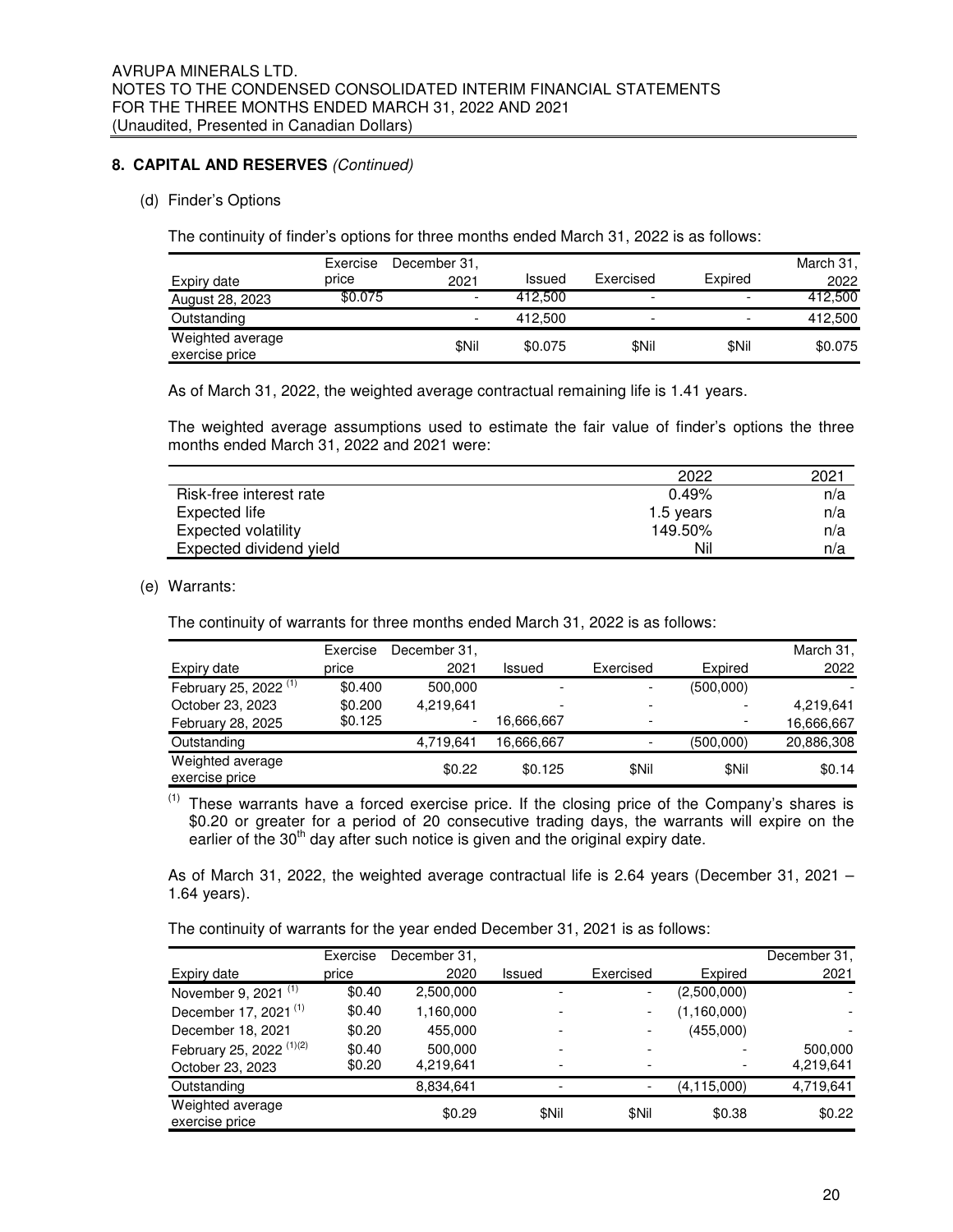## 8. CAPITAL AND RESERVES *(Continued)*

(d) Finder's Options

The continuity of finder's options for three months ended March 31, 2022 is as follows:

| Expiry date | Exercise price | December 31, 2021 | Issued | Exercised | Expired | March 31, 2022 |
|---|---|---|---|---|---|---|
| August 28, 2023 | $0.075 | - | 412,500 | - | - | 412,500 |
| Outstanding | | - | 412,500 | - | - | 412,500 |
| Weighted average exercise price | | $Nil | $0.075 | $Nil | $Nil | $0.075 |

As of March 31, 2022, the weighted average contractual remaining life is 1.41 years.

The weighted average assumptions used to estimate the fair value of finder's options the three months ended March 31, 2022 and 2021 were:

| | 2022 | 2021 |
|---|---|---|
| Risk-free interest rate | 0.49% | n/a |
| Expected life | 1.5 years | n/a |
| Expected volatility | 149.50% | n/a |
| Expected dividend yield | Nil | n/a |

(e) Warrants:

The continuity of warrants for three months ended March 31, 2022 is as follows:

| Expiry date | Exercise price | December 31, 2021 | Issued | Exercised | Expired | March 31, 2022 |
|---|---|---|---|---|---|---|
| February 25, 2022 (1) | $0.400 | 500,000 | - | - | (500,000) | - |
| October 23, 2023 | $0.200 | 4,219,641 | - | - | - | 4,219,641 |
| February 28, 2025 | $0.125 | - | 16,666,667 | - | - | 16,666,667 |
| Outstanding | | 4,719,641 | 16,666,667 | - | (500,000) | 20,886,308 |
| Weighted average exercise price | | $0.22 | $0.125 | $Nil | $Nil | $0.14 |

(1) These warrants have a forced exercise price. If the closing price of the Company's shares is $0.20 or greater for a period of 20 consecutive trading days, the warrants will expire on the earlier of the 30th day after such notice is given and the original expiry date.

As of March 31, 2022, the weighted average contractual life is 2.64 years (December 31, 2021 – 1.64 years).

The continuity of warrants for the year ended December 31, 2021 is as follows:

| Expiry date | Exercise price | December 31, 2020 | Issued | Exercised | Expired | December 31, 2021 |
|---|---|---|---|---|---|---|
| November 9, 2021 (1) | $0.40 | 2,500,000 | - | - | (2,500,000) | - |
| December 17, 2021 (1) | $0.40 | 1,160,000 | - | - | (1,160,000) | - |
| December 18, 2021 | $0.20 | 455,000 | - | - | (455,000) | - |
| February 25, 2022 (1)(2) | $0.40 | 500,000 | - | - | - | 500,000 |
| October 23, 2023 | $0.20 | 4,219,641 | - | - | - | 4,219,641 |
| Outstanding | | 8,834,641 | - | - | (4,115,000) | 4,719,641 |
| Weighted average exercise price | | $0.29 | $Nil | $Nil | $0.38 | $0.22 |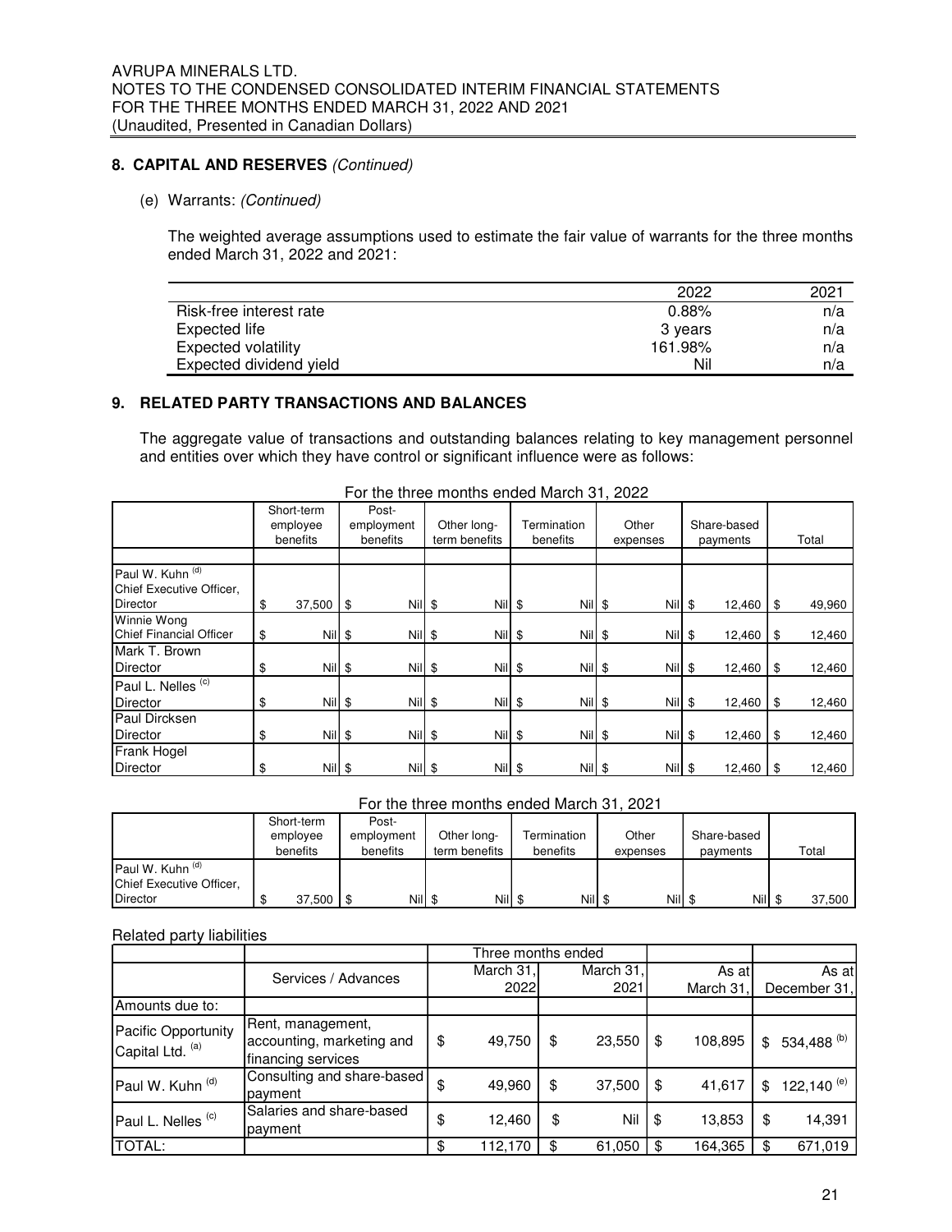## 8. CAPITAL AND RESERVES *(Continued)*

(e) Warrants: *(Continued)*

The weighted average assumptions used to estimate the fair value of warrants for the three months ended March 31, 2022 and 2021:

| | 2022 | 2021 |
|---|---|---|
| Risk-free interest rate | 0.88% | n/a |
| Expected life | 3 years | n/a |
| Expected volatility | 161.98% | n/a |
| Expected dividend yield | Nil | n/a |

## 9. RELATED PARTY TRANSACTIONS AND BALANCES

The aggregate value of transactions and outstanding balances relating to key management personnel and entities over which they have control or significant influence were as follows:

For the three months ended March 31, 2022

| | Short-term employee benefits | Post-employment benefits | Other long-term benefits | Termination benefits | Other expenses | Share-based payments | Total |
|---|---|---|---|---|---|---|---|
| Paul W. Kuhn [(d)] Chief Executive Officer, Director | $ 37,500 | $ Nil | $ Nil | $ Nil | $ Nil | $ 12,460 | $ 49,960 |
| Winnie Wong Chief Financial Officer | $ Nil | $ Nil | $ Nil | $ Nil | $ Nil | $ 12,460 | $ 12,460 |
| Mark T. Brown Director | $ Nil | $ Nil | $ Nil | $ Nil | $ Nil | $ 12,460 | $ 12,460 |
| Paul L. Nelles [(c)] Director | $ Nil | $ Nil | $ Nil | $ Nil | $ Nil | $ 12,460 | $ 12,460 |
| Paul Dircksen Director | $ Nil | $ Nil | $ Nil | $ Nil | $ Nil | $ 12,460 | $ 12,460 |
| Frank Hogel Director | $ Nil | $ Nil | $ Nil | $ Nil | $ Nil | $ 12,460 | $ 12,460 |

For the three months ended March 31, 2021

| | Short-term employee benefits | Post-employment benefits | Other long-term benefits | Termination benefits | Other expenses | Share-based payments | Total |
|---|---|---|---|---|---|---|---|
| Paul W. Kuhn [(d)] Chief Executive Officer, Director | $ 37,500 | $ Nil | $ Nil | $ Nil | $ Nil | $ Nil | $ 37,500 |

Related party liabilities

| | Services / Advances | Three months ended March 31, 2022 | Three months ended March 31, 2021 | As at March 31, | As at December 31, |
|---|---|---|---|---|---|
| Amounts due to: | | | | | |
| Pacific Opportunity Capital Ltd. [(a)] | Rent, management, accounting, marketing and financing services | $ 49,750 | $ 23,550 | $ 108,895 | $ 534,488 [(b)] |
| Paul W. Kuhn [(d)] | Consulting and share-based payment | $ 49,960 | $ 37,500 | $ 41,617 | $ 122,140 [(e)] |
| Paul L. Nelles [(c)] | Salaries and share-based payment | $ 12,460 | $ Nil | $ 13,853 | $ 14,391 |
| TOTAL: | | $ 112,170 | $ 61,050 | $ 164,365 | $ 671,019 |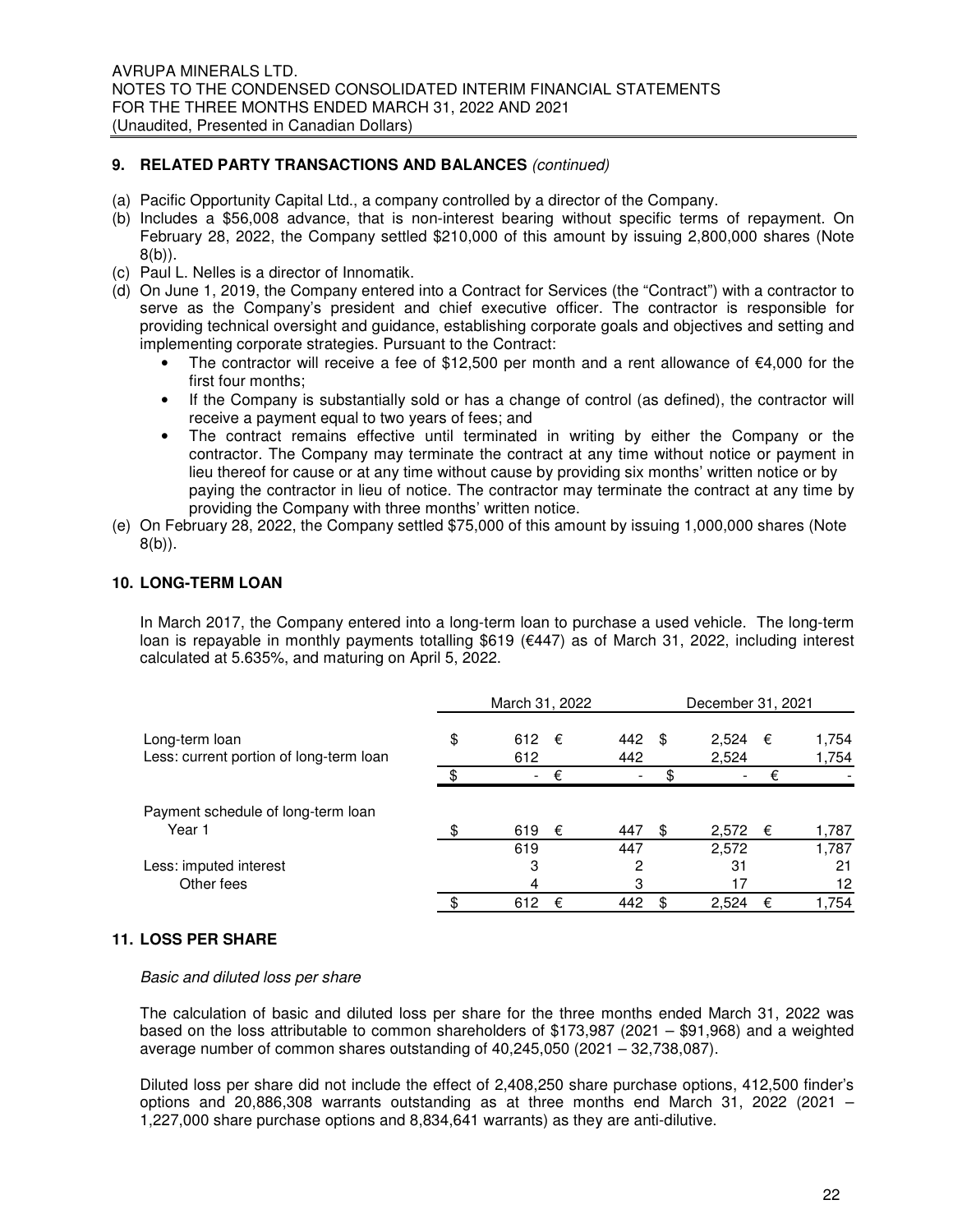## 9. RELATED PARTY TRANSACTIONS AND BALANCES *(continued)*

(a) Pacific Opportunity Capital Ltd., a company controlled by a director of the Company.

(b) Includes a $56,008 advance, that is non-interest bearing without specific terms of repayment. On February 28, 2022, the Company settled $210,000 of this amount by issuing 2,800,000 shares (Note 8(b)).

(c) Paul L. Nelles is a director of Innomatik.

(d) On June 1, 2019, the Company entered into a Contract for Services (the "Contract") with a contractor to serve as the Company's president and chief executive officer. The contractor is responsible for providing technical oversight and guidance, establishing corporate goals and objectives and setting and implementing corporate strategies. Pursuant to the Contract:

- The contractor will receive a fee of $12,500 per month and a rent allowance of €4,000 for the first four months;
- If the Company is substantially sold or has a change of control (as defined), the contractor will receive a payment equal to two years of fees; and
- The contract remains effective until terminated in writing by either the Company or the contractor. The Company may terminate the contract at any time without notice or payment in lieu thereof for cause or at any time without cause by providing six months' written notice or by paying the contractor in lieu of notice. The contractor may terminate the contract at any time by providing the Company with three months' written notice.

(e) On February 28, 2022, the Company settled $75,000 of this amount by issuing 1,000,000 shares (Note 8(b)).

## 10. LONG-TERM LOAN

In March 2017, the Company entered into a long-term loan to purchase a used vehicle. The long-term loan is repayable in monthly payments totalling $619 (€447) as of March 31, 2022, including interest calculated at 5.635%, and maturing on April 5, 2022.

| | March 31, 2022 | | December 31, 2021 | |
|---|---|---|---|---|
| Long-term loan | $ 612 | € 442 | $ 2,524 | € 1,754 |
| Less: current portion of long-term loan | 612 | 442 | 2,524 | 1,754 |
| | $ - | € - | $ - | € - |
| Payment schedule of long-term loan | | | | |
| Year 1 | $ 619 | € 447 | $ 2,572 | € 1,787 |
| | 619 | 447 | 2,572 | 1,787 |
| Less: imputed interest | 3 | 2 | 31 | 21 |
| Other fees | 4 | 3 | 17 | 12 |
| | $ 612 | € 442 | $ 2,524 | € 1,754 |

## 11. LOSS PER SHARE

*Basic and diluted loss per share*

The calculation of basic and diluted loss per share for the three months ended March 31, 2022 was based on the loss attributable to common shareholders of $173,987 (2021 – $91,968) and a weighted average number of common shares outstanding of 40,245,050 (2021 – 32,738,087).

Diluted loss per share did not include the effect of 2,408,250 share purchase options, 412,500 finder's options and 20,886,308 warrants outstanding as at three months end March 31, 2022 (2021 – 1,227,000 share purchase options and 8,834,641 warrants) as they are anti-dilutive.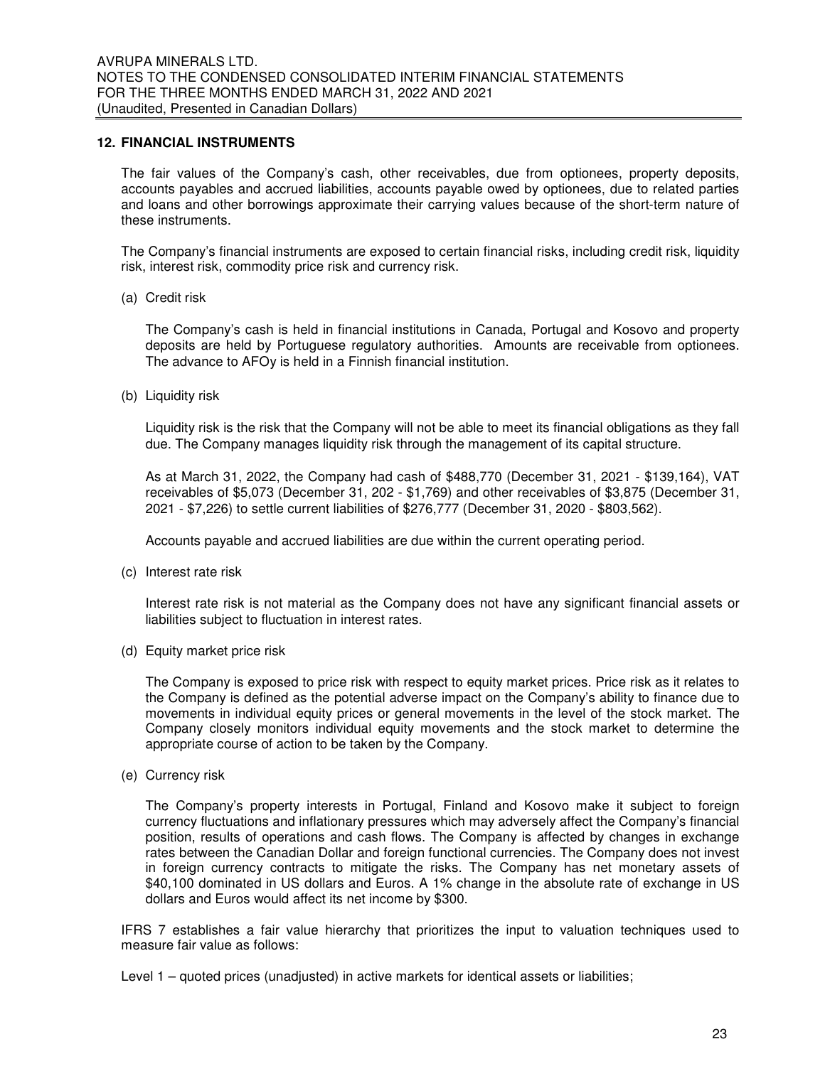## 12. FINANCIAL INSTRUMENTS

The fair values of the Company's cash, other receivables, due from optionees, property deposits, accounts payables and accrued liabilities, accounts payable owed by optionees, due to related parties and loans and other borrowings approximate their carrying values because of the short-term nature of these instruments.

The Company's financial instruments are exposed to certain financial risks, including credit risk, liquidity risk, interest risk, commodity price risk and currency risk.

(a) Credit risk

The Company's cash is held in financial institutions in Canada, Portugal and Kosovo and property deposits are held by Portuguese regulatory authorities. Amounts are receivable from optionees. The advance to AFOy is held in a Finnish financial institution.

(b) Liquidity risk

Liquidity risk is the risk that the Company will not be able to meet its financial obligations as they fall due. The Company manages liquidity risk through the management of its capital structure.

As at March 31, 2022, the Company had cash of $488,770 (December 31, 2021 - $139,164), VAT receivables of $5,073 (December 31, 202 - $1,769) and other receivables of $3,875 (December 31, 2021 - $7,226) to settle current liabilities of $276,777 (December 31, 2020 - $803,562).

Accounts payable and accrued liabilities are due within the current operating period.

(c) Interest rate risk

Interest rate risk is not material as the Company does not have any significant financial assets or liabilities subject to fluctuation in interest rates.

(d) Equity market price risk

The Company is exposed to price risk with respect to equity market prices. Price risk as it relates to the Company is defined as the potential adverse impact on the Company's ability to finance due to movements in individual equity prices or general movements in the level of the stock market. The Company closely monitors individual equity movements and the stock market to determine the appropriate course of action to be taken by the Company.

(e) Currency risk

The Company's property interests in Portugal, Finland and Kosovo make it subject to foreign currency fluctuations and inflationary pressures which may adversely affect the Company's financial position, results of operations and cash flows. The Company is affected by changes in exchange rates between the Canadian Dollar and foreign functional currencies. The Company does not invest in foreign currency contracts to mitigate the risks. The Company has net monetary assets of $40,100 dominated in US dollars and Euros. A 1% change in the absolute rate of exchange in US dollars and Euros would affect its net income by $300.

IFRS 7 establishes a fair value hierarchy that prioritizes the input to valuation techniques used to measure fair value as follows:

Level 1 – quoted prices (unadjusted) in active markets for identical assets or liabilities;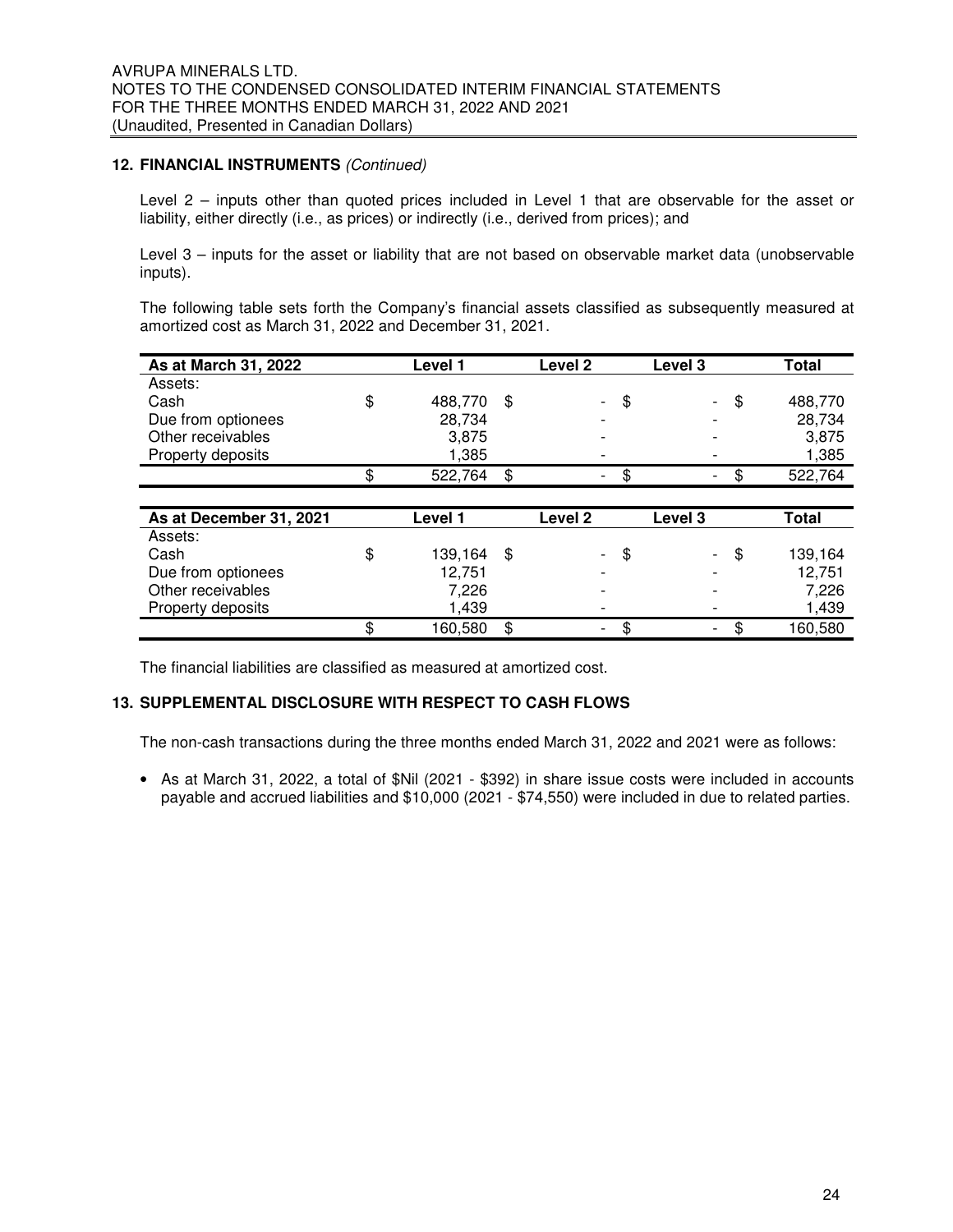## 12. FINANCIAL INSTRUMENTS *(Continued)*

Level 2 – inputs other than quoted prices included in Level 1 that are observable for the asset or liability, either directly (i.e., as prices) or indirectly (i.e., derived from prices); and

Level 3 – inputs for the asset or liability that are not based on observable market data (unobservable inputs).

The following table sets forth the Company's financial assets classified as subsequently measured at amortized cost as March 31, 2022 and December 31, 2021.

| As at March 31, 2022 | Level 1 | Level 2 | Level 3 | Total |
|---|---|---|---|---|
| Assets: | | | | |
| Cash | $ 488,770 | $ - | $ - | $ 488,770 |
| Due from optionees | 28,734 | - | - | 28,734 |
| Other receivables | 3,875 | - | - | 3,875 |
| Property deposits | 1,385 | - | - | 1,385 |
| | $ 522,764 | $ - | $ - | $ 522,764 |

| As at December 31, 2021 | Level 1 | Level 2 | Level 3 | Total |
|---|---|---|---|---|
| Assets: | | | | |
| Cash | $ 139,164 | $ - | $ - | $ 139,164 |
| Due from optionees | 12,751 | - | - | 12,751 |
| Other receivables | 7,226 | - | - | 7,226 |
| Property deposits | 1,439 | - | - | 1,439 |
| | $ 160,580 | $ - | $ - | $ 160,580 |

The financial liabilities are classified as measured at amortized cost.

## 13. SUPPLEMENTAL DISCLOSURE WITH RESPECT TO CASH FLOWS

The non-cash transactions during the three months ended March 31, 2022 and 2021 were as follows:

- As at March 31, 2022, a total of $Nil (2021 - $392) in share issue costs were included in accounts payable and accrued liabilities and $10,000 (2021 - $74,550) were included in due to related parties.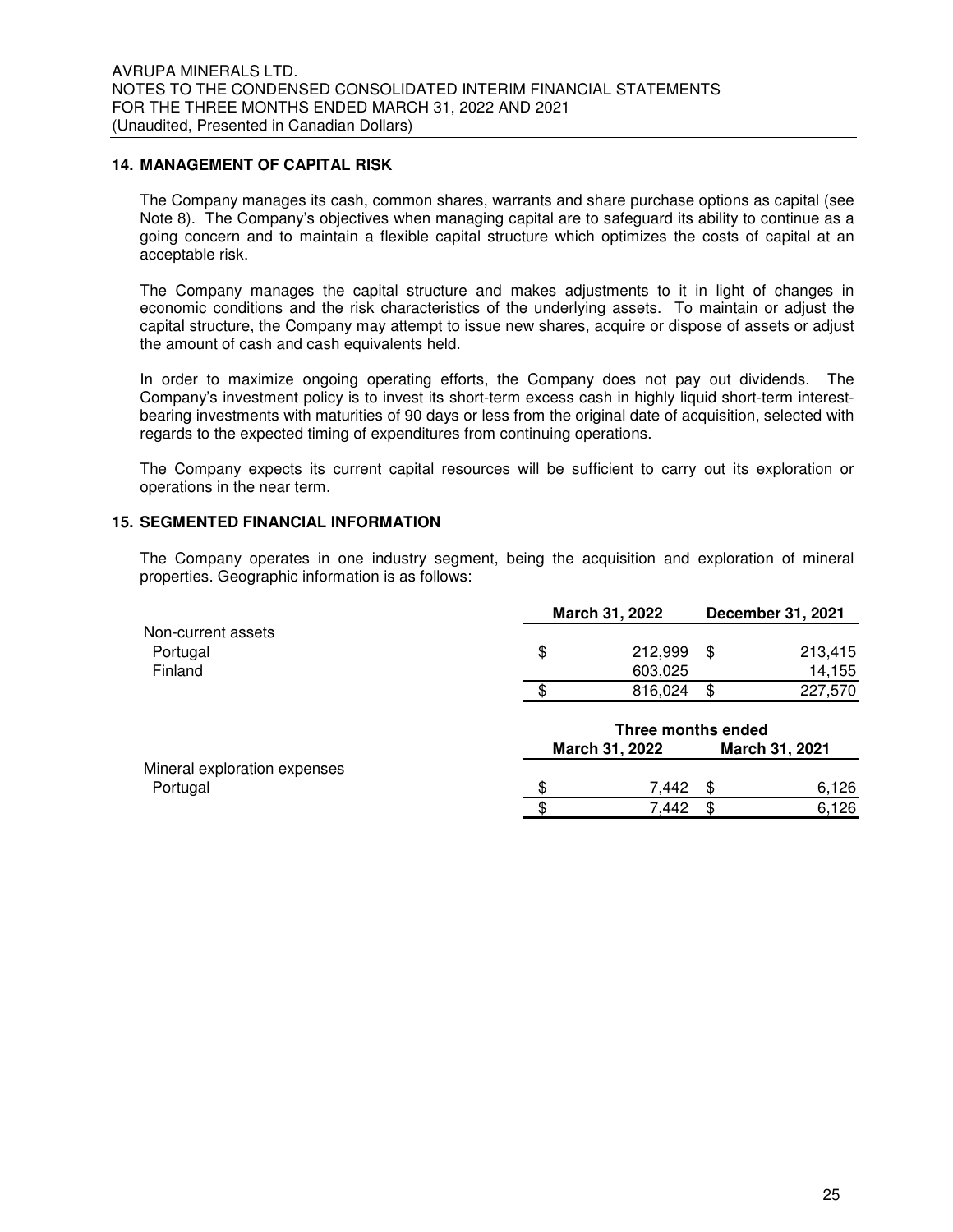## 14. MANAGEMENT OF CAPITAL RISK

The Company manages its cash, common shares, warrants and share purchase options as capital (see Note 8). The Company's objectives when managing capital are to safeguard its ability to continue as a going concern and to maintain a flexible capital structure which optimizes the costs of capital at an acceptable risk.

The Company manages the capital structure and makes adjustments to it in light of changes in economic conditions and the risk characteristics of the underlying assets. To maintain or adjust the capital structure, the Company may attempt to issue new shares, acquire or dispose of assets or adjust the amount of cash and cash equivalents held.

In order to maximize ongoing operating efforts, the Company does not pay out dividends. The Company's investment policy is to invest its short-term excess cash in highly liquid short-term interest-bearing investments with maturities of 90 days or less from the original date of acquisition, selected with regards to the expected timing of expenditures from continuing operations.

The Company expects its current capital resources will be sufficient to carry out its exploration or operations in the near term.

## 15. SEGMENTED FINANCIAL INFORMATION

The Company operates in one industry segment, being the acquisition and exploration of mineral properties. Geographic information is as follows:

| | March 31, 2022 | December 31, 2021 |
|---|---|---|
| Non-current assets | | |
| Portugal | $ 212,999 | $ 213,415 |
| Finland | 603,025 | 14,155 |
| | $ 816,024 | $ 227,570 |

| | Three months ended | |
|---|---|---|
| | March 31, 2022 | March 31, 2021 |
| Mineral exploration expenses | | |
| Portugal | $ 7,442 | $ 6,126 |
| | $ 7,442 | $ 6,126 |